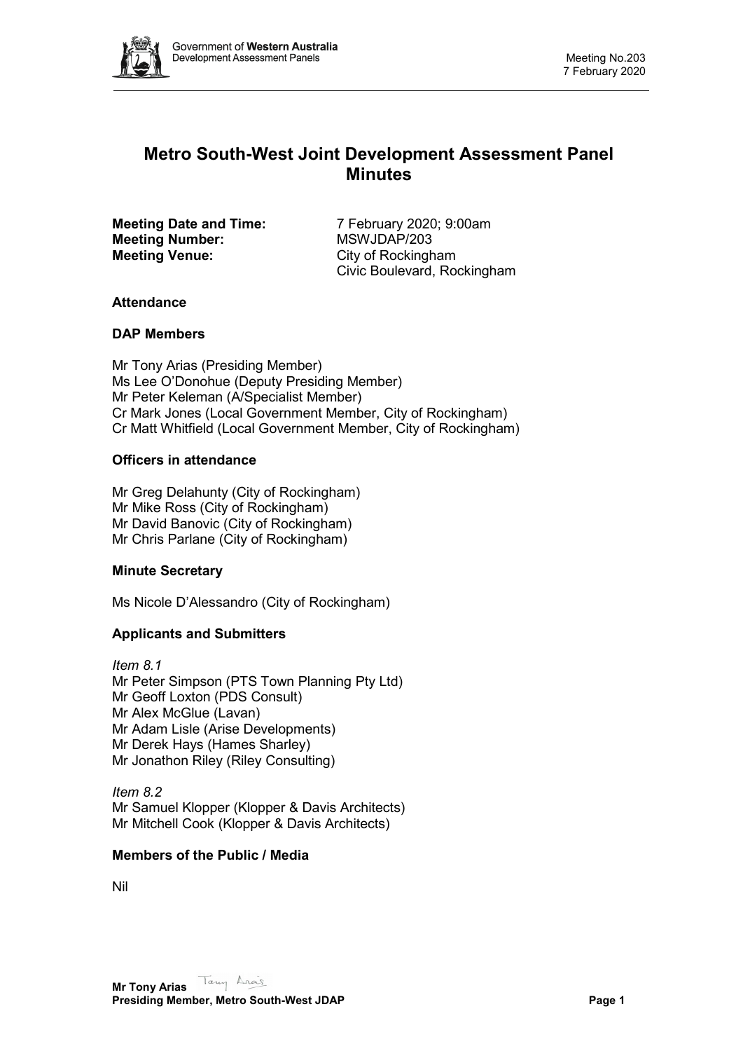# Metro South-West Joint Development Assessment Panel Minutes

**Meeting Date and Time:** 7 February 2020; 9:00am
**Meeting Number:** MSWJDAP/203
**Meeting Venue:** City of Rockingham
Civic Boulevard, Rockingham

## Attendance

### DAP Members

Mr Tony Arias (Presiding Member)
Ms Lee O'Donohue (Deputy Presiding Member)
Mr Peter Keleman (A/Specialist Member)
Cr Mark Jones (Local Government Member, City of Rockingham)
Cr Matt Whitfield (Local Government Member, City of Rockingham)

### Officers in attendance

Mr Greg Delahunty (City of Rockingham)
Mr Mike Ross (City of Rockingham)
Mr David Banovic (City of Rockingham)
Mr Chris Parlane (City of Rockingham)

### Minute Secretary

Ms Nicole D'Alessandro (City of Rockingham)

### Applicants and Submitters

*Item 8.1*
Mr Peter Simpson (PTS Town Planning Pty Ltd)
Mr Geoff Loxton (PDS Consult)
Mr Alex McGlue (Lavan)
Mr Adam Lisle (Arise Developments)
Mr Derek Hays (Hames Sharley)
Mr Jonathon Riley (Riley Consulting)

*Item 8.2*
Mr Samuel Klopper (Klopper & Davis Architects)
Mr Mitchell Cook (Klopper & Davis Architects)

### Members of the Public / Media

Nil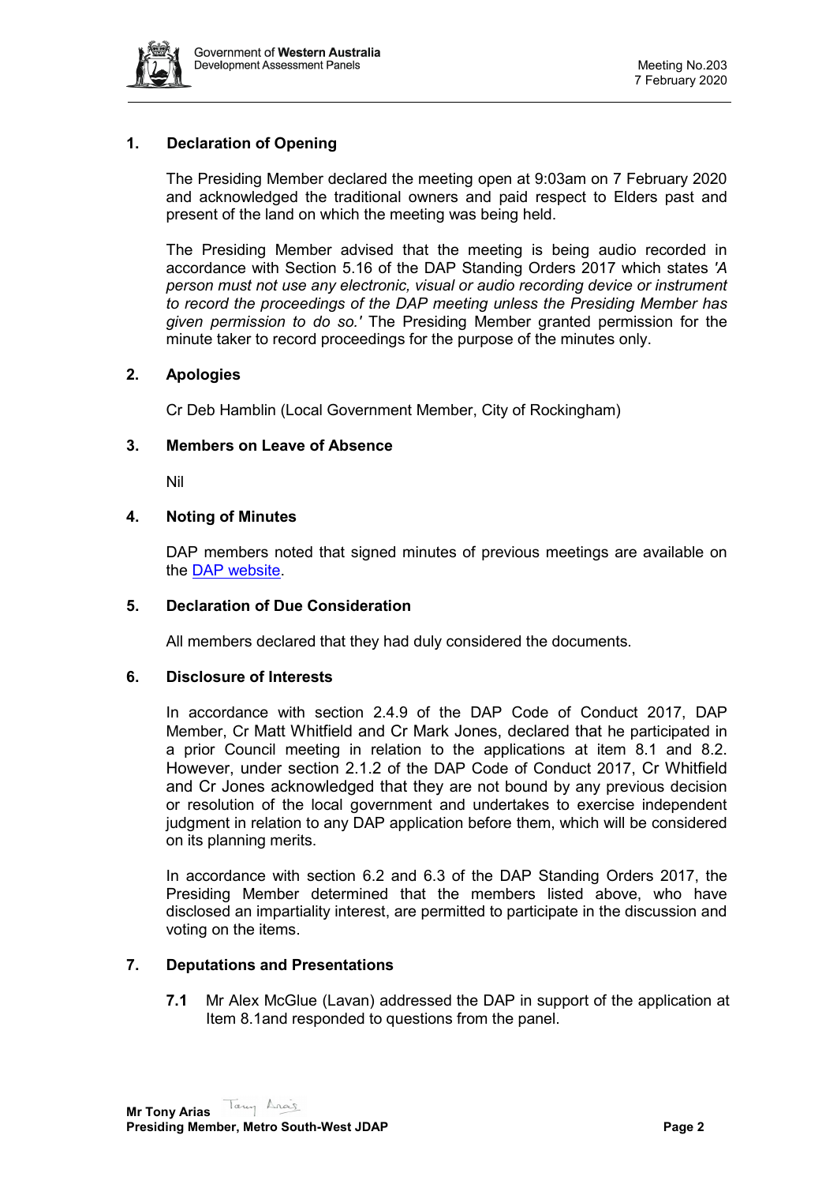## 1. Declaration of Opening

The Presiding Member declared the meeting open at 9:03am on 7 February 2020 and acknowledged the traditional owners and paid respect to Elders past and present of the land on which the meeting was being held.

The Presiding Member advised that the meeting is being audio recorded in accordance with Section 5.16 of the DAP Standing Orders 2017 which states *'A person must not use any electronic, visual or audio recording device or instrument to record the proceedings of the DAP meeting unless the Presiding Member has given permission to do so.'* The Presiding Member granted permission for the minute taker to record proceedings for the purpose of the minutes only.

## 2. Apologies

Cr Deb Hamblin (Local Government Member, City of Rockingham)

## 3. Members on Leave of Absence

Nil

## 4. Noting of Minutes

DAP members noted that signed minutes of previous meetings are available on the DAP website.

## 5. Declaration of Due Consideration

All members declared that they had duly considered the documents.

## 6. Disclosure of Interests

In accordance with section 2.4.9 of the DAP Code of Conduct 2017, DAP Member, Cr Matt Whitfield and Cr Mark Jones, declared that he participated in a prior Council meeting in relation to the applications at item 8.1 and 8.2. However, under section 2.1.2 of the DAP Code of Conduct 2017, Cr Whitfield and Cr Jones acknowledged that they are not bound by any previous decision or resolution of the local government and undertakes to exercise independent judgment in relation to any DAP application before them, which will be considered on its planning merits.

In accordance with section 6.2 and 6.3 of the DAP Standing Orders 2017, the Presiding Member determined that the members listed above, who have disclosed an impartiality interest, are permitted to participate in the discussion and voting on the items.

## 7. Deputations and Presentations

**7.1** Mr Alex McGlue (Lavan) addressed the DAP in support of the application at Item 8.1and responded to questions from the panel.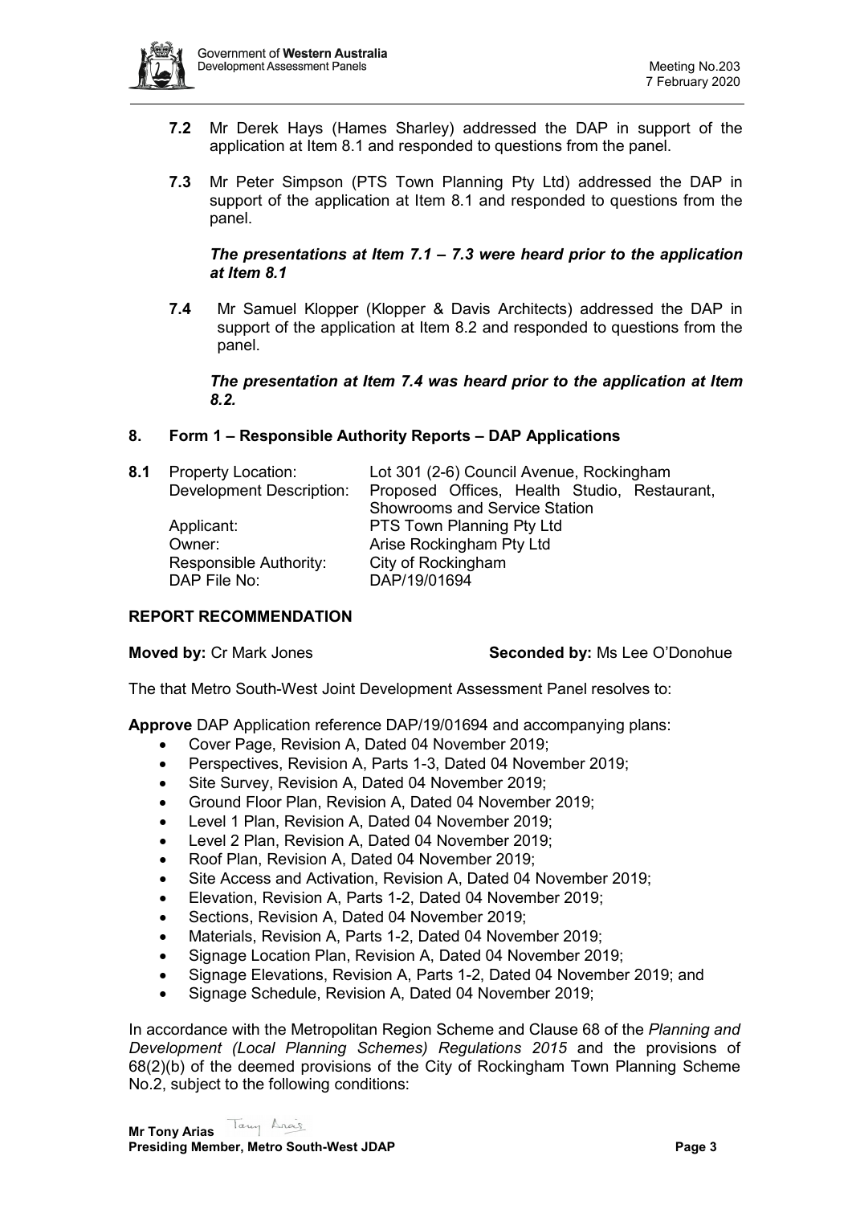**7.2** Mr Derek Hays (Hames Sharley) addressed the DAP in support of the application at Item 8.1 and responded to questions from the panel.

**7.3** Mr Peter Simpson (PTS Town Planning Pty Ltd) addressed the DAP in support of the application at Item 8.1 and responded to questions from the panel.

***The presentations at Item 7.1 – 7.3 were heard prior to the application at Item 8.1***

**7.4** Mr Samuel Klopper (Klopper & Davis Architects) addressed the DAP in support of the application at Item 8.2 and responded to questions from the panel.

***The presentation at Item 7.4 was heard prior to the application at Item 8.2.***

## 8. Form 1 – Responsible Authority Reports – DAP Applications

**8.1**

| | |
|---|---|
| Property Location: | Lot 301 (2-6) Council Avenue, Rockingham |
| Development Description: | Proposed Offices, Health Studio, Restaurant, Showrooms and Service Station |
| Applicant: | PTS Town Planning Pty Ltd |
| Owner: | Arise Rockingham Pty Ltd |
| Responsible Authority: | City of Rockingham |
| DAP File No: | DAP/19/01694 |

### REPORT RECOMMENDATION

**Moved by:** Cr Mark Jones **Seconded by:** Ms Lee O'Donohue

The that Metro South-West Joint Development Assessment Panel resolves to:

**Approve** DAP Application reference DAP/19/01694 and accompanying plans:

- Cover Page, Revision A, Dated 04 November 2019;
- Perspectives, Revision A, Parts 1-3, Dated 04 November 2019;
- Site Survey, Revision A, Dated 04 November 2019;
- Ground Floor Plan, Revision A, Dated 04 November 2019;
- Level 1 Plan, Revision A, Dated 04 November 2019;
- Level 2 Plan, Revision A, Dated 04 November 2019;
- Roof Plan, Revision A, Dated 04 November 2019;
- Site Access and Activation, Revision A, Dated 04 November 2019;
- Elevation, Revision A, Parts 1-2, Dated 04 November 2019;
- Sections, Revision A, Dated 04 November 2019;
- Materials, Revision A, Parts 1-2, Dated 04 November 2019;
- Signage Location Plan, Revision A, Dated 04 November 2019;
- Signage Elevations, Revision A, Parts 1-2, Dated 04 November 2019; and
- Signage Schedule, Revision A, Dated 04 November 2019;

In accordance with the Metropolitan Region Scheme and Clause 68 of the *Planning and Development (Local Planning Schemes) Regulations 2015* and the provisions of 68(2)(b) of the deemed provisions of the City of Rockingham Town Planning Scheme No.2, subject to the following conditions: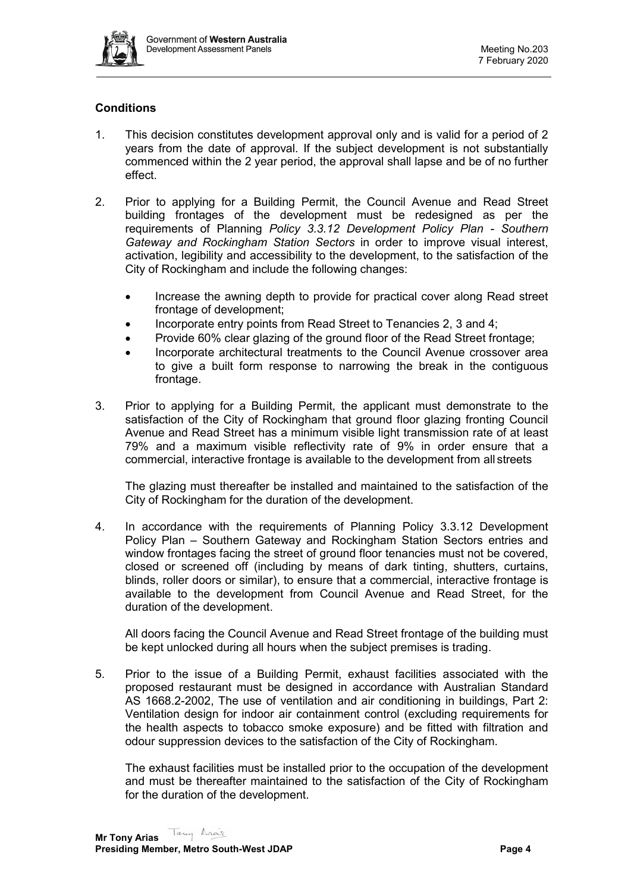## Conditions

1. This decision constitutes development approval only and is valid for a period of 2 years from the date of approval. If the subject development is not substantially commenced within the 2 year period, the approval shall lapse and be of no further effect.

2. Prior to applying for a Building Permit, the Council Avenue and Read Street building frontages of the development must be redesigned as per the requirements of Planning *Policy 3.3.12 Development Policy Plan - Southern Gateway and Rockingham Station Sectors* in order to improve visual interest, activation, legibility and accessibility to the development, to the satisfaction of the City of Rockingham and include the following changes:

   - Increase the awning depth to provide for practical cover along Read street frontage of development;
   - Incorporate entry points from Read Street to Tenancies 2, 3 and 4;
   - Provide 60% clear glazing of the ground floor of the Read Street frontage;
   - Incorporate architectural treatments to the Council Avenue crossover area to give a built form response to narrowing the break in the contiguous frontage.

3. Prior to applying for a Building Permit, the applicant must demonstrate to the satisfaction of the City of Rockingham that ground floor glazing fronting Council Avenue and Read Street has a minimum visible light transmission rate of at least 79% and a maximum visible reflectivity rate of 9% in order ensure that a commercial, interactive frontage is available to the development from all streets

   The glazing must thereafter be installed and maintained to the satisfaction of the City of Rockingham for the duration of the development.

4. In accordance with the requirements of Planning Policy 3.3.12 Development Policy Plan – Southern Gateway and Rockingham Station Sectors entries and window frontages facing the street of ground floor tenancies must not be covered, closed or screened off (including by means of dark tinting, shutters, curtains, blinds, roller doors or similar), to ensure that a commercial, interactive frontage is available to the development from Council Avenue and Read Street, for the duration of the development.

   All doors facing the Council Avenue and Read Street frontage of the building must be kept unlocked during all hours when the subject premises is trading.

5. Prior to the issue of a Building Permit, exhaust facilities associated with the proposed restaurant must be designed in accordance with Australian Standard AS 1668.2-2002, The use of ventilation and air conditioning in buildings, Part 2: Ventilation design for indoor air containment control (excluding requirements for the health aspects to tobacco smoke exposure) and be fitted with filtration and odour suppression devices to the satisfaction of the City of Rockingham.

   The exhaust facilities must be installed prior to the occupation of the development and must be thereafter maintained to the satisfaction of the City of Rockingham for the duration of the development.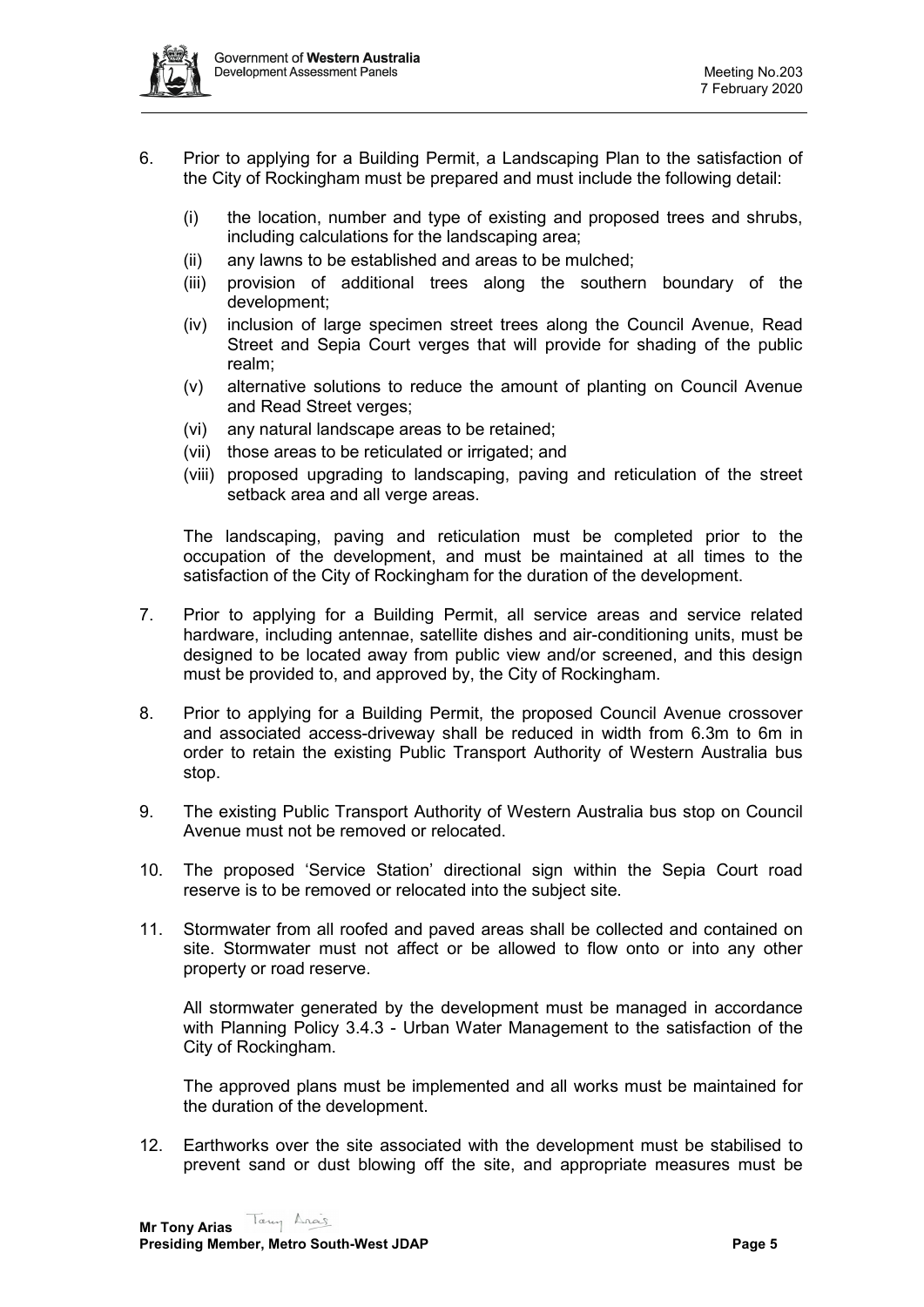6. Prior to applying for a Building Permit, a Landscaping Plan to the satisfaction of the City of Rockingham must be prepared and must include the following detail:

   (i) the location, number and type of existing and proposed trees and shrubs, including calculations for the landscaping area;
   (ii) any lawns to be established and areas to be mulched;
   (iii) provision of additional trees along the southern boundary of the development;
   (iv) inclusion of large specimen street trees along the Council Avenue, Read Street and Sepia Court verges that will provide for shading of the public realm;
   (v) alternative solutions to reduce the amount of planting on Council Avenue and Read Street verges;
   (vi) any natural landscape areas to be retained;
   (vii) those areas to be reticulated or irrigated; and
   (viii) proposed upgrading to landscaping, paving and reticulation of the street setback area and all verge areas.

   The landscaping, paving and reticulation must be completed prior to the occupation of the development, and must be maintained at all times to the satisfaction of the City of Rockingham for the duration of the development.

7. Prior to applying for a Building Permit, all service areas and service related hardware, including antennae, satellite dishes and air-conditioning units, must be designed to be located away from public view and/or screened, and this design must be provided to, and approved by, the City of Rockingham.

8. Prior to applying for a Building Permit, the proposed Council Avenue crossover and associated access-driveway shall be reduced in width from 6.3m to 6m in order to retain the existing Public Transport Authority of Western Australia bus stop.

9. The existing Public Transport Authority of Western Australia bus stop on Council Avenue must not be removed or relocated.

10. The proposed 'Service Station' directional sign within the Sepia Court road reserve is to be removed or relocated into the subject site.

11. Stormwater from all roofed and paved areas shall be collected and contained on site. Stormwater must not affect or be allowed to flow onto or into any other property or road reserve.

    All stormwater generated by the development must be managed in accordance with Planning Policy 3.4.3 - Urban Water Management to the satisfaction of the City of Rockingham.

    The approved plans must be implemented and all works must be maintained for the duration of the development.

12. Earthworks over the site associated with the development must be stabilised to prevent sand or dust blowing off the site, and appropriate measures must be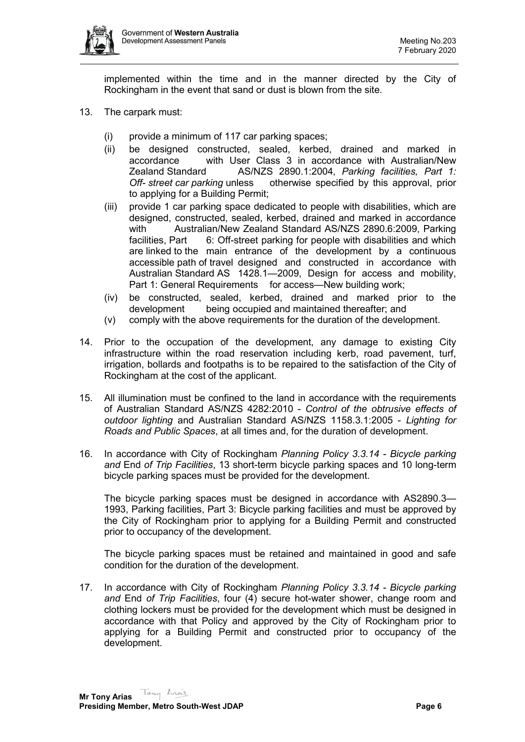implemented within the time and in the manner directed by the City of Rockingham in the event that sand or dust is blown from the site.

13. The carpark must:

    (i) provide a minimum of 117 car parking spaces;
    (ii) be designed constructed, sealed, kerbed, drained and marked in accordance with User Class 3 in accordance with Australian/New Zealand Standard AS/NZS 2890.1:2004, *Parking facilities, Part 1: Off- street car parking* unless otherwise specified by this approval, prior to applying for a Building Permit;
    (iii) provide 1 car parking space dedicated to people with disabilities, which are designed, constructed, sealed, kerbed, drained and marked in accordance with Australian/New Zealand Standard AS/NZS 2890.6:2009, Parking facilities, Part 6: Off-street parking for people with disabilities and which are linked to the main entrance of the development by a continuous accessible path of travel designed and constructed in accordance with Australian Standard AS 1428.1—2009, Design for access and mobility, Part 1: General Requirements for access—New building work;
    (iv) be constructed, sealed, kerbed, drained and marked prior to the development being occupied and maintained thereafter; and
    (v) comply with the above requirements for the duration of the development.

14. Prior to the occupation of the development, any damage to existing City infrastructure within the road reservation including kerb, road pavement, turf, irrigation, bollards and footpaths is to be repaired to the satisfaction of the City of Rockingham at the cost of the applicant.

15. All illumination must be confined to the land in accordance with the requirements of Australian Standard AS/NZS 4282:2010 - *Control of the obtrusive effects of outdoor lighting* and Australian Standard AS/NZS 1158.3.1:2005 - *Lighting for Roads and Public Spaces*, at all times and, for the duration of development.

16. In accordance with City of Rockingham *Planning Policy 3.3.14 - Bicycle parking and* End *of Trip Facilities*, 13 short-term bicycle parking spaces and 10 long-term bicycle parking spaces must be provided for the development.

    The bicycle parking spaces must be designed in accordance with AS2890.3—1993, Parking facilities, Part 3: Bicycle parking facilities and must be approved by the City of Rockingham prior to applying for a Building Permit and constructed prior to occupancy of the development.

    The bicycle parking spaces must be retained and maintained in good and safe condition for the duration of the development.

17. In accordance with City of Rockingham *Planning Policy 3.3.14 - Bicycle parking and* End *of Trip Facilities*, four (4) secure hot-water shower, change room and clothing lockers must be provided for the development which must be designed in accordance with that Policy and approved by the City of Rockingham prior to applying for a Building Permit and constructed prior to occupancy of the development.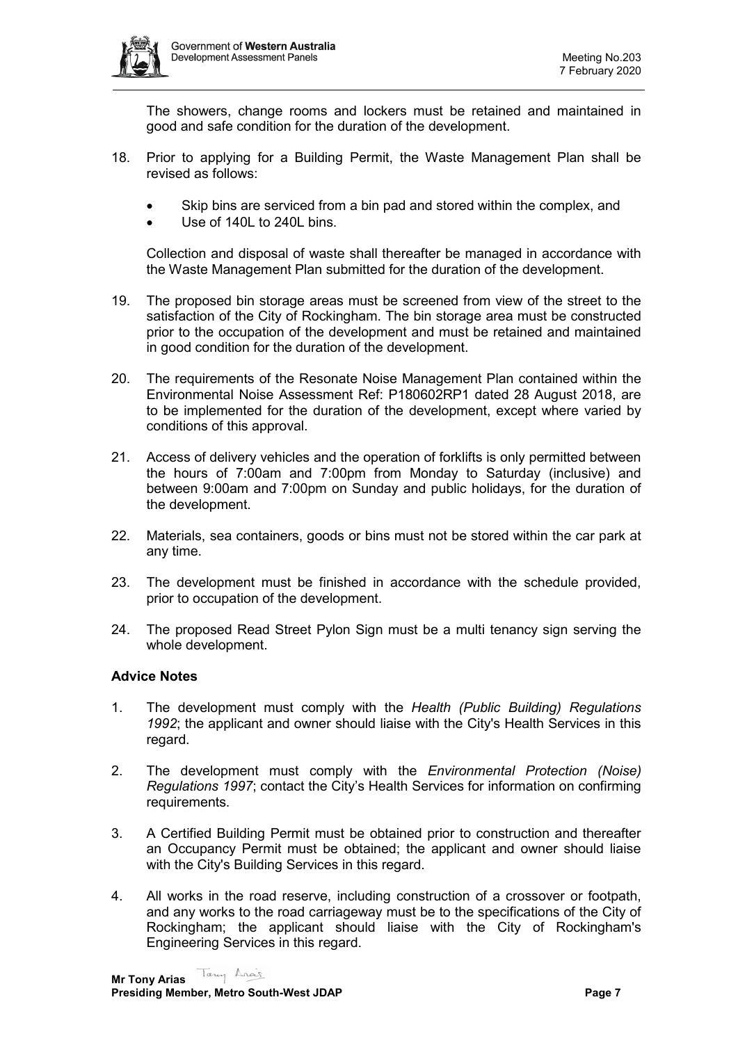The showers, change rooms and lockers must be retained and maintained in good and safe condition for the duration of the development.

18. Prior to applying for a Building Permit, the Waste Management Plan shall be revised as follows:

    - Skip bins are serviced from a bin pad and stored within the complex, and
    - Use of 140L to 240L bins.

    Collection and disposal of waste shall thereafter be managed in accordance with the Waste Management Plan submitted for the duration of the development.

19. The proposed bin storage areas must be screened from view of the street to the satisfaction of the City of Rockingham. The bin storage area must be constructed prior to the occupation of the development and must be retained and maintained in good condition for the duration of the development.

20. The requirements of the Resonate Noise Management Plan contained within the Environmental Noise Assessment Ref: P180602RP1 dated 28 August 2018, are to be implemented for the duration of the development, except where varied by conditions of this approval.

21. Access of delivery vehicles and the operation of forklifts is only permitted between the hours of 7:00am and 7:00pm from Monday to Saturday (inclusive) and between 9:00am and 7:00pm on Sunday and public holidays, for the duration of the development.

22. Materials, sea containers, goods or bins must not be stored within the car park at any time.

23. The development must be finished in accordance with the schedule provided, prior to occupation of the development.

24. The proposed Read Street Pylon Sign must be a multi tenancy sign serving the whole development.

**Advice Notes**

1. The development must comply with the *Health (Public Building) Regulations 1992*; the applicant and owner should liaise with the City's Health Services in this regard.

2. The development must comply with the *Environmental Protection (Noise) Regulations 1997*; contact the City's Health Services for information on confirming requirements.

3. A Certified Building Permit must be obtained prior to construction and thereafter an Occupancy Permit must be obtained; the applicant and owner should liaise with the City's Building Services in this regard.

4. All works in the road reserve, including construction of a crossover or footpath, and any works to the road carriageway must be to the specifications of the City of Rockingham; the applicant should liaise with the City of Rockingham's Engineering Services in this regard.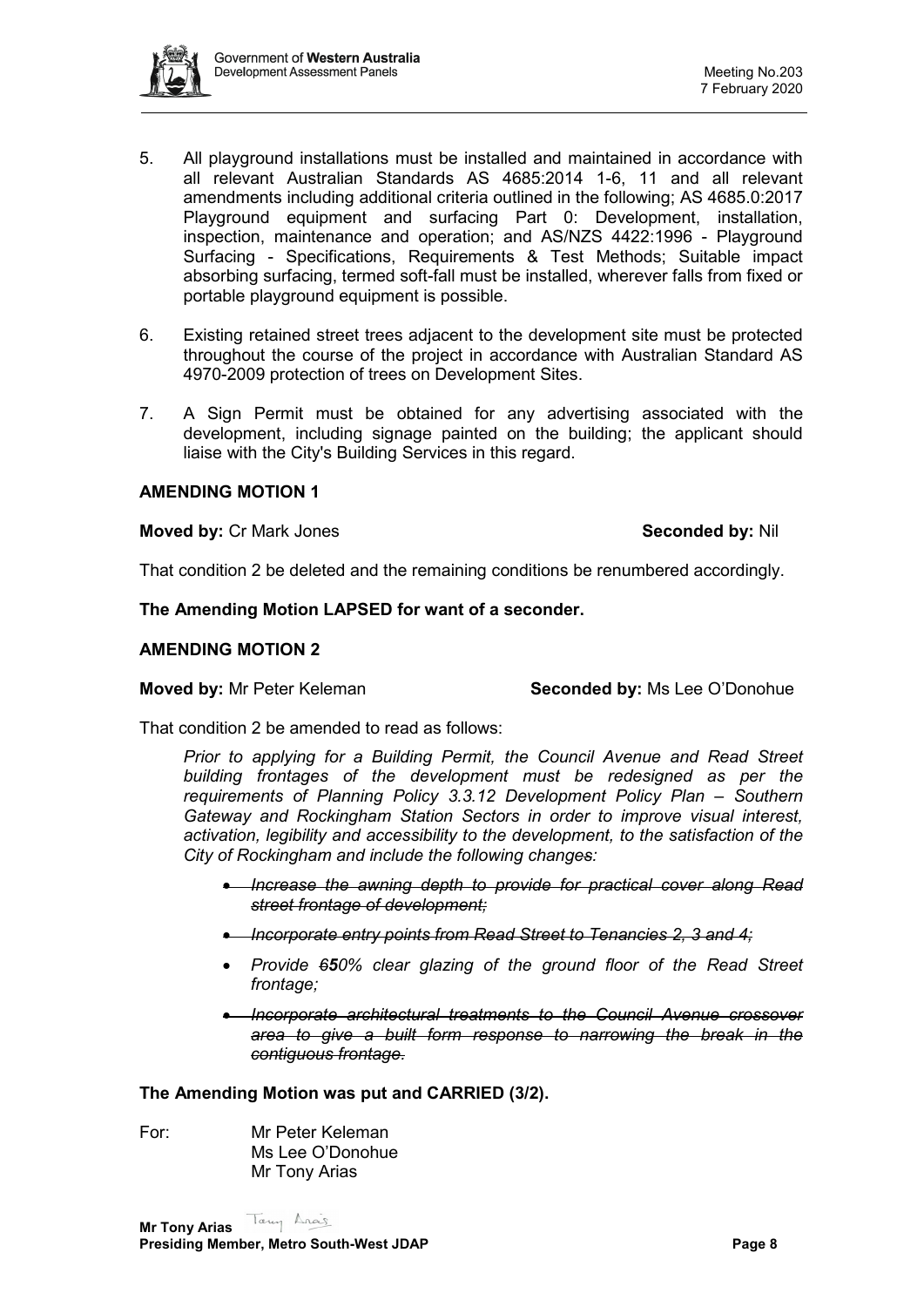5. All playground installations must be installed and maintained in accordance with all relevant Australian Standards AS 4685:2014 1-6, 11 and all relevant amendments including additional criteria outlined in the following; AS 4685.0:2017 Playground equipment and surfacing Part 0: Development, installation, inspection, maintenance and operation; and AS/NZS 4422:1996 - Playground Surfacing - Specifications, Requirements & Test Methods; Suitable impact absorbing surfacing, termed soft-fall must be installed, wherever falls from fixed or portable playground equipment is possible.

6. Existing retained street trees adjacent to the development site must be protected throughout the course of the project in accordance with Australian Standard AS 4970-2009 protection of trees on Development Sites.

7. A Sign Permit must be obtained for any advertising associated with the development, including signage painted on the building; the applicant should liaise with the City's Building Services in this regard.

**AMENDING MOTION 1**

**Moved by:** Cr Mark Jones **Seconded by:** Nil

That condition 2 be deleted and the remaining conditions be renumbered accordingly.

**The Amending Motion LAPSED for want of a seconder.**

**AMENDING MOTION 2**

**Moved by:** Mr Peter Keleman **Seconded by:** Ms Lee O'Donohue

That condition 2 be amended to read as follows:

> *Prior to applying for a Building Permit, the Council Avenue and Read Street building frontages of the development must be redesigned as per the requirements of Planning Policy 3.3.12 Development Policy Plan – Southern Gateway and Rockingham Station Sectors in order to improve visual interest, activation, legibility and accessibility to the development, to the satisfaction of the City of Rockingham and include the following change~~s~~:*
>
> - ~~*Increase the awning depth to provide for practical cover along Read street frontage of development;*~~
> - ~~*Incorporate entry points from Read Street to Tenancies 2, 3 and 4;*~~
> - *Provide ~~6~~**5**0% clear glazing of the ground floor of the Read Street frontage;*
> - ~~*Incorporate architectural treatments to the Council Avenue crossover area to give a built form response to narrowing the break in the contiguous frontage.*~~

**The Amending Motion was put and CARRIED (3/2).**

For: Mr Peter Keleman
Ms Lee O'Donohue
Mr Tony Arias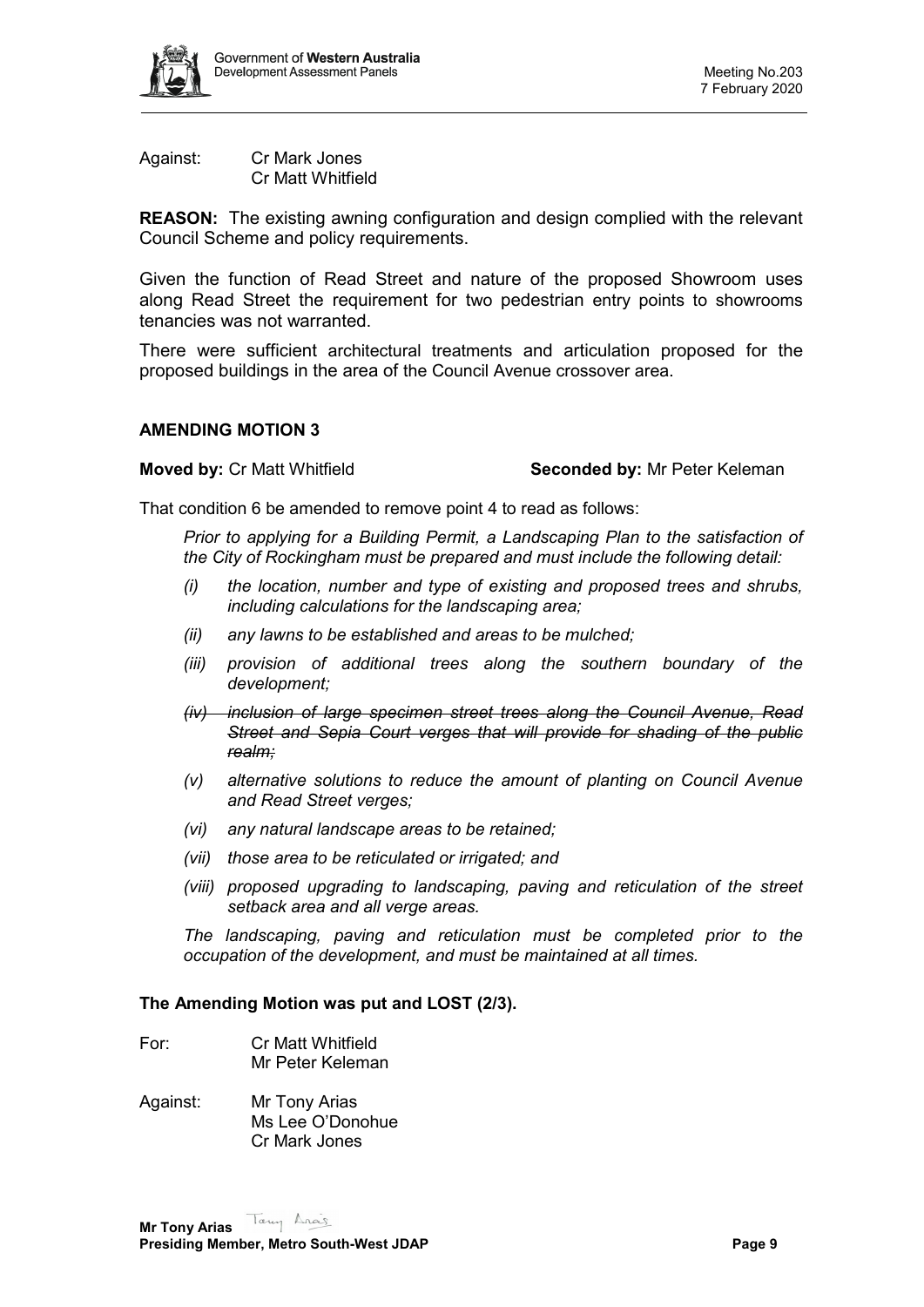Against: Cr Mark Jones
Cr Matt Whitfield

**REASON:** The existing awning configuration and design complied with the relevant Council Scheme and policy requirements.

Given the function of Read Street and nature of the proposed Showroom uses along Read Street the requirement for two pedestrian entry points to showrooms tenancies was not warranted.

There were sufficient architectural treatments and articulation proposed for the proposed buildings in the area of the Council Avenue crossover area.

**AMENDING MOTION 3**

**Moved by:** Cr Matt Whitfield **Seconded by:** Mr Peter Keleman

That condition 6 be amended to remove point 4 to read as follows:

*Prior to applying for a Building Permit, a Landscaping Plan to the satisfaction of the City of Rockingham must be prepared and must include the following detail:*

- *(i) the location, number and type of existing and proposed trees and shrubs, including calculations for the landscaping area;*
- *(ii) any lawns to be established and areas to be mulched;*
- *(iii) provision of additional trees along the southern boundary of the development;*
- ~~*(iv) inclusion of large specimen street trees along the Council Avenue, Read Street and Sepia Court verges that will provide for shading of the public realm;*~~
- *(v) alternative solutions to reduce the amount of planting on Council Avenue and Read Street verges;*
- *(vi) any natural landscape areas to be retained;*
- *(vii) those area to be reticulated or irrigated; and*
- *(viii) proposed upgrading to landscaping, paving and reticulation of the street setback area and all verge areas.*

*The landscaping, paving and reticulation must be completed prior to the occupation of the development, and must be maintained at all times.*

**The Amending Motion was put and LOST (2/3).**

For: Cr Matt Whitfield
Mr Peter Keleman

Against: Mr Tony Arias
Ms Lee O'Donohue
Cr Mark Jones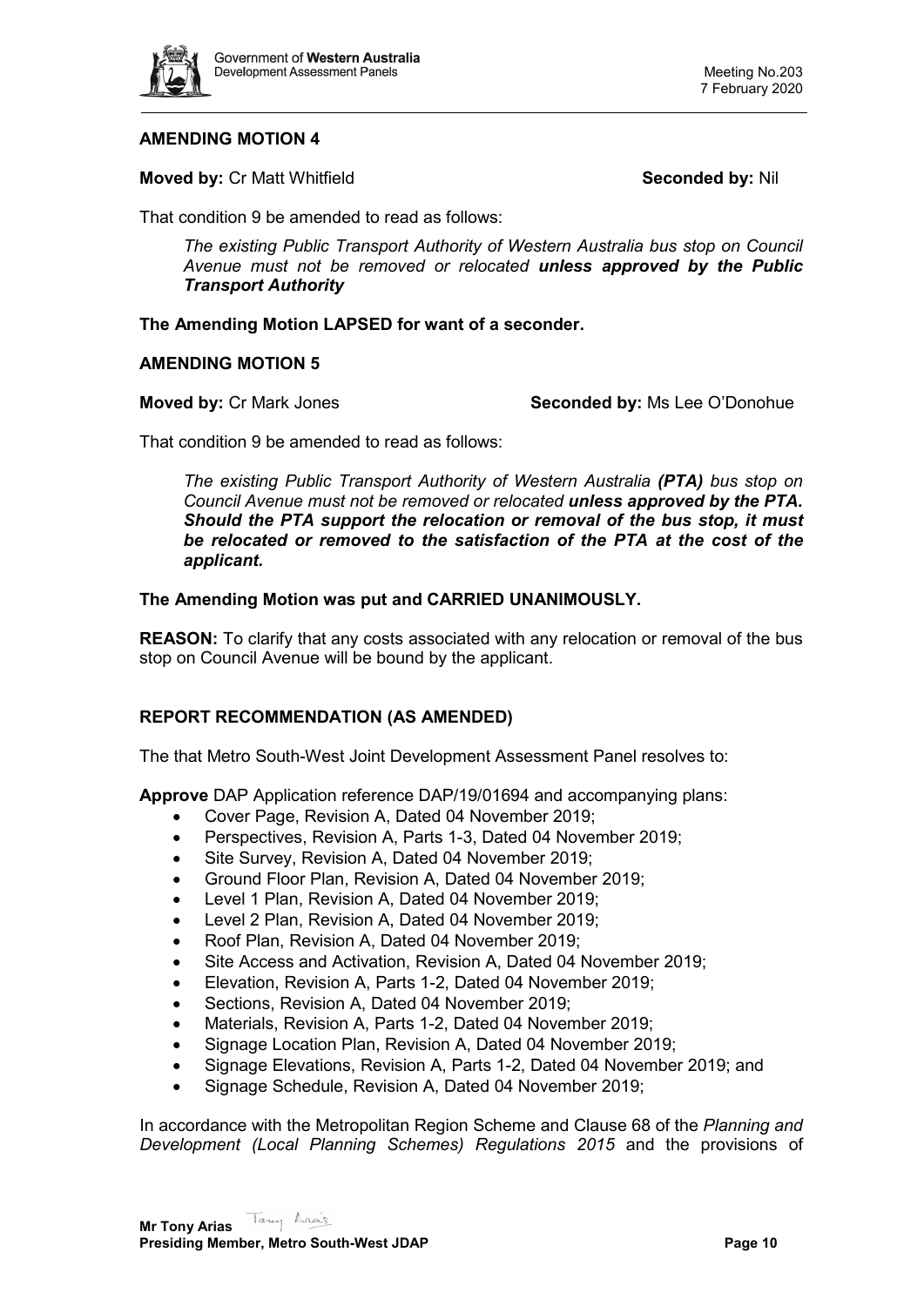**AMENDING MOTION 4**

**Moved by:** Cr Matt Whitfield **Seconded by:** Nil

That condition 9 be amended to read as follows:

> *The existing Public Transport Authority of Western Australia bus stop on Council Avenue must not be removed or relocated* ***unless approved by the Public Transport Authority***

**The Amending Motion LAPSED for want of a seconder.**

**AMENDING MOTION 5**

**Moved by:** Cr Mark Jones **Seconded by:** Ms Lee O'Donohue

That condition 9 be amended to read as follows:

> *The existing Public Transport Authority of Western Australia* ***(PTA)*** *bus stop on Council Avenue must not be removed or relocated* ***unless approved by the PTA. Should the PTA support the relocation or removal of the bus stop, it must be relocated or removed to the satisfaction of the PTA at the cost of the applicant.***

**The Amending Motion was put and CARRIED UNANIMOUSLY.**

**REASON:** To clarify that any costs associated with any relocation or removal of the bus stop on Council Avenue will be bound by the applicant.

**REPORT RECOMMENDATION (AS AMENDED)**

The that Metro South-West Joint Development Assessment Panel resolves to:

**Approve** DAP Application reference DAP/19/01694 and accompanying plans:

- Cover Page, Revision A, Dated 04 November 2019;
- Perspectives, Revision A, Parts 1-3, Dated 04 November 2019;
- Site Survey, Revision A, Dated 04 November 2019;
- Ground Floor Plan, Revision A, Dated 04 November 2019;
- Level 1 Plan, Revision A, Dated 04 November 2019;
- Level 2 Plan, Revision A, Dated 04 November 2019;
- Roof Plan, Revision A, Dated 04 November 2019;
- Site Access and Activation, Revision A, Dated 04 November 2019;
- Elevation, Revision A, Parts 1-2, Dated 04 November 2019;
- Sections, Revision A, Dated 04 November 2019;
- Materials, Revision A, Parts 1-2, Dated 04 November 2019;
- Signage Location Plan, Revision A, Dated 04 November 2019;
- Signage Elevations, Revision A, Parts 1-2, Dated 04 November 2019; and
- Signage Schedule, Revision A, Dated 04 November 2019;

In accordance with the Metropolitan Region Scheme and Clause 68 of the *Planning and Development (Local Planning Schemes) Regulations 2015* and the provisions of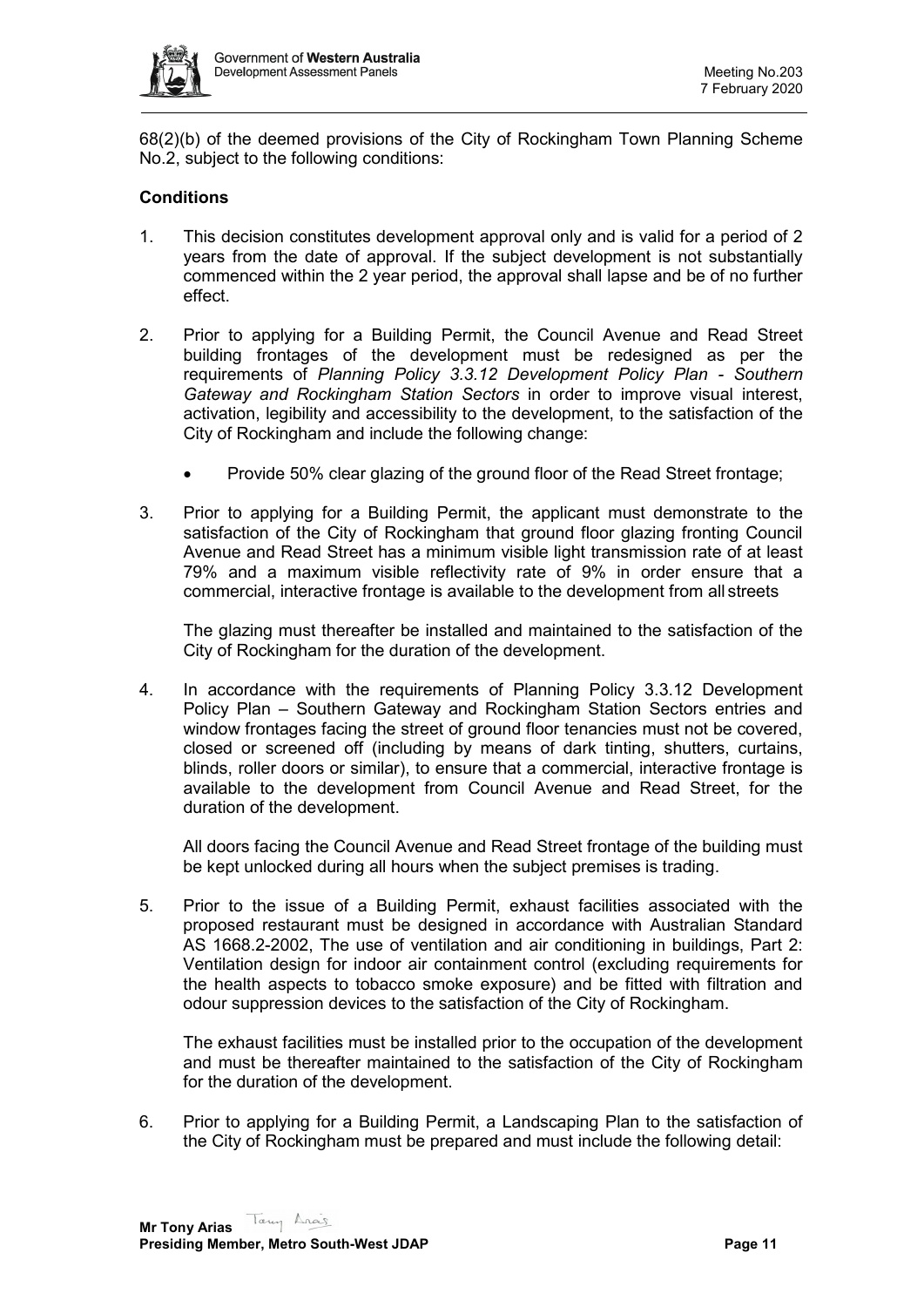68(2)(b) of the deemed provisions of the City of Rockingham Town Planning Scheme No.2, subject to the following conditions:

**Conditions**

1. This decision constitutes development approval only and is valid for a period of 2 years from the date of approval. If the subject development is not substantially commenced within the 2 year period, the approval shall lapse and be of no further effect.

2. Prior to applying for a Building Permit, the Council Avenue and Read Street building frontages of the development must be redesigned as per the requirements of *Planning Policy 3.3.12 Development Policy Plan - Southern Gateway and Rockingham Station Sectors* in order to improve visual interest, activation, legibility and accessibility to the development, to the satisfaction of the City of Rockingham and include the following change:

   - Provide 50% clear glazing of the ground floor of the Read Street frontage;

3. Prior to applying for a Building Permit, the applicant must demonstrate to the satisfaction of the City of Rockingham that ground floor glazing fronting Council Avenue and Read Street has a minimum visible light transmission rate of at least 79% and a maximum visible reflectivity rate of 9% in order ensure that a commercial, interactive frontage is available to the development from all streets

   The glazing must thereafter be installed and maintained to the satisfaction of the City of Rockingham for the duration of the development.

4. In accordance with the requirements of Planning Policy 3.3.12 Development Policy Plan – Southern Gateway and Rockingham Station Sectors entries and window frontages facing the street of ground floor tenancies must not be covered, closed or screened off (including by means of dark tinting, shutters, curtains, blinds, roller doors or similar), to ensure that a commercial, interactive frontage is available to the development from Council Avenue and Read Street, for the duration of the development.

   All doors facing the Council Avenue and Read Street frontage of the building must be kept unlocked during all hours when the subject premises is trading.

5. Prior to the issue of a Building Permit, exhaust facilities associated with the proposed restaurant must be designed in accordance with Australian Standard AS 1668.2-2002, The use of ventilation and air conditioning in buildings, Part 2: Ventilation design for indoor air containment control (excluding requirements for the health aspects to tobacco smoke exposure) and be fitted with filtration and odour suppression devices to the satisfaction of the City of Rockingham.

   The exhaust facilities must be installed prior to the occupation of the development and must be thereafter maintained to the satisfaction of the City of Rockingham for the duration of the development.

6. Prior to applying for a Building Permit, a Landscaping Plan to the satisfaction of the City of Rockingham must be prepared and must include the following detail: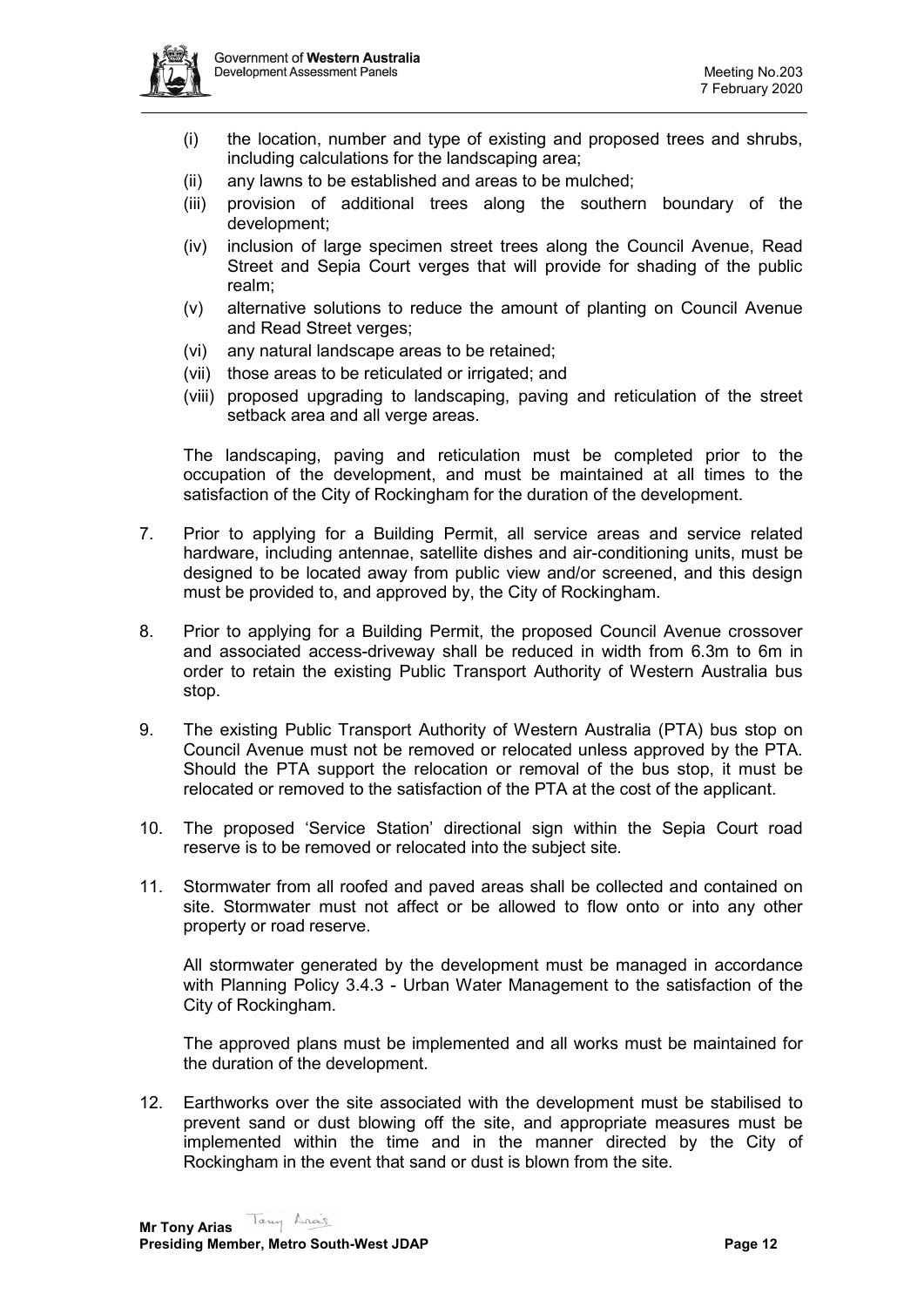(i) the location, number and type of existing and proposed trees and shrubs, including calculations for the landscaping area;
(ii) any lawns to be established and areas to be mulched;
(iii) provision of additional trees along the southern boundary of the development;
(iv) inclusion of large specimen street trees along the Council Avenue, Read Street and Sepia Court verges that will provide for shading of the public realm;
(v) alternative solutions to reduce the amount of planting on Council Avenue and Read Street verges;
(vi) any natural landscape areas to be retained;
(vii) those areas to be reticulated or irrigated; and
(viii) proposed upgrading to landscaping, paving and reticulation of the street setback area and all verge areas.

The landscaping, paving and reticulation must be completed prior to the occupation of the development, and must be maintained at all times to the satisfaction of the City of Rockingham for the duration of the development.

7. Prior to applying for a Building Permit, all service areas and service related hardware, including antennae, satellite dishes and air-conditioning units, must be designed to be located away from public view and/or screened, and this design must be provided to, and approved by, the City of Rockingham.

8. Prior to applying for a Building Permit, the proposed Council Avenue crossover and associated access-driveway shall be reduced in width from 6.3m to 6m in order to retain the existing Public Transport Authority of Western Australia bus stop.

9. The existing Public Transport Authority of Western Australia (PTA) bus stop on Council Avenue must not be removed or relocated unless approved by the PTA. Should the PTA support the relocation or removal of the bus stop, it must be relocated or removed to the satisfaction of the PTA at the cost of the applicant.

10. The proposed 'Service Station' directional sign within the Sepia Court road reserve is to be removed or relocated into the subject site.

11. Stormwater from all roofed and paved areas shall be collected and contained on site. Stormwater must not affect or be allowed to flow onto or into any other property or road reserve.

    All stormwater generated by the development must be managed in accordance with Planning Policy 3.4.3 - Urban Water Management to the satisfaction of the City of Rockingham.

    The approved plans must be implemented and all works must be maintained for the duration of the development.

12. Earthworks over the site associated with the development must be stabilised to prevent sand or dust blowing off the site, and appropriate measures must be implemented within the time and in the manner directed by the City of Rockingham in the event that sand or dust is blown from the site.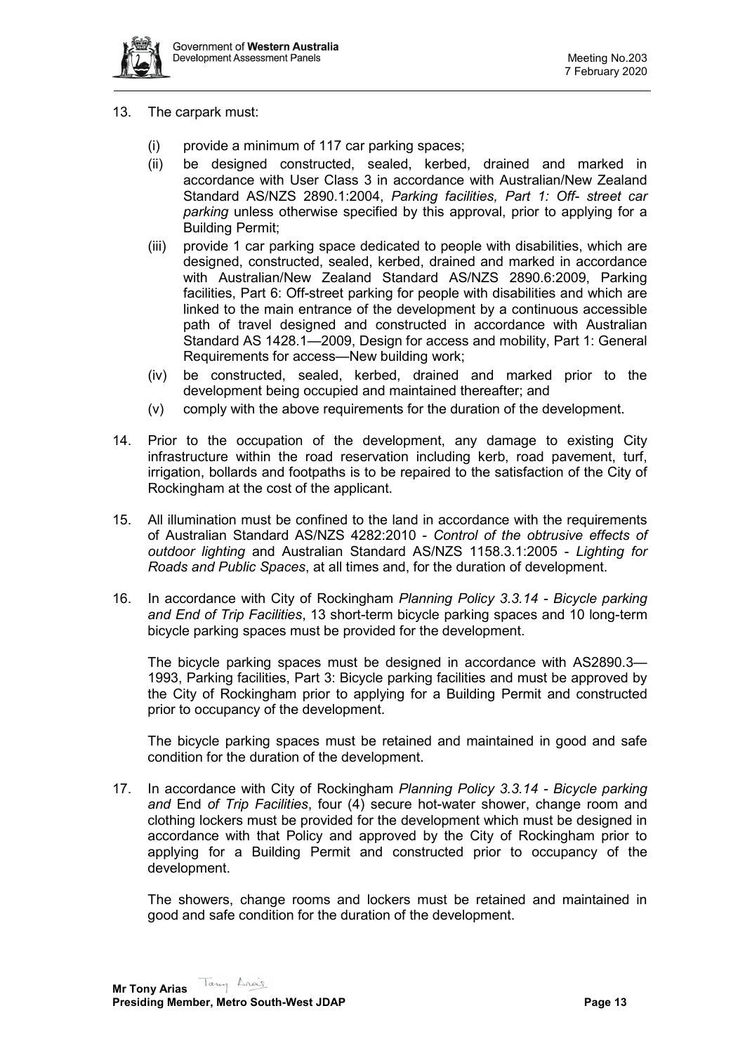13. The carpark must:

    (i) provide a minimum of 117 car parking spaces;
    (ii) be designed constructed, sealed, kerbed, drained and marked in accordance with User Class 3 in accordance with Australian/New Zealand Standard AS/NZS 2890.1:2004, *Parking facilities, Part 1: Off- street car parking* unless otherwise specified by this approval, prior to applying for a Building Permit;
    (iii) provide 1 car parking space dedicated to people with disabilities, which are designed, constructed, sealed, kerbed, drained and marked in accordance with Australian/New Zealand Standard AS/NZS 2890.6:2009, Parking facilities, Part 6: Off-street parking for people with disabilities and which are linked to the main entrance of the development by a continuous accessible path of travel designed and constructed in accordance with Australian Standard AS 1428.1—2009, Design for access and mobility, Part 1: General Requirements for access—New building work;
    (iv) be constructed, sealed, kerbed, drained and marked prior to the development being occupied and maintained thereafter; and
    (v) comply with the above requirements for the duration of the development.

14. Prior to the occupation of the development, any damage to existing City infrastructure within the road reservation including kerb, road pavement, turf, irrigation, bollards and footpaths is to be repaired to the satisfaction of the City of Rockingham at the cost of the applicant.

15. All illumination must be confined to the land in accordance with the requirements of Australian Standard AS/NZS 4282:2010 - *Control of the obtrusive effects of outdoor lighting* and Australian Standard AS/NZS 1158.3.1:2005 - *Lighting for Roads and Public Spaces*, at all times and, for the duration of development.

16. In accordance with City of Rockingham *Planning Policy 3.3.14 - Bicycle parking and End of Trip Facilities*, 13 short-term bicycle parking spaces and 10 long-term bicycle parking spaces must be provided for the development.

    The bicycle parking spaces must be designed in accordance with AS2890.3—1993, Parking facilities, Part 3: Bicycle parking facilities and must be approved by the City of Rockingham prior to applying for a Building Permit and constructed prior to occupancy of the development.

    The bicycle parking spaces must be retained and maintained in good and safe condition for the duration of the development.

17. In accordance with City of Rockingham *Planning Policy 3.3.14 - Bicycle parking and* End *of Trip Facilities*, four (4) secure hot-water shower, change room and clothing lockers must be provided for the development which must be designed in accordance with that Policy and approved by the City of Rockingham prior to applying for a Building Permit and constructed prior to occupancy of the development.

    The showers, change rooms and lockers must be retained and maintained in good and safe condition for the duration of the development.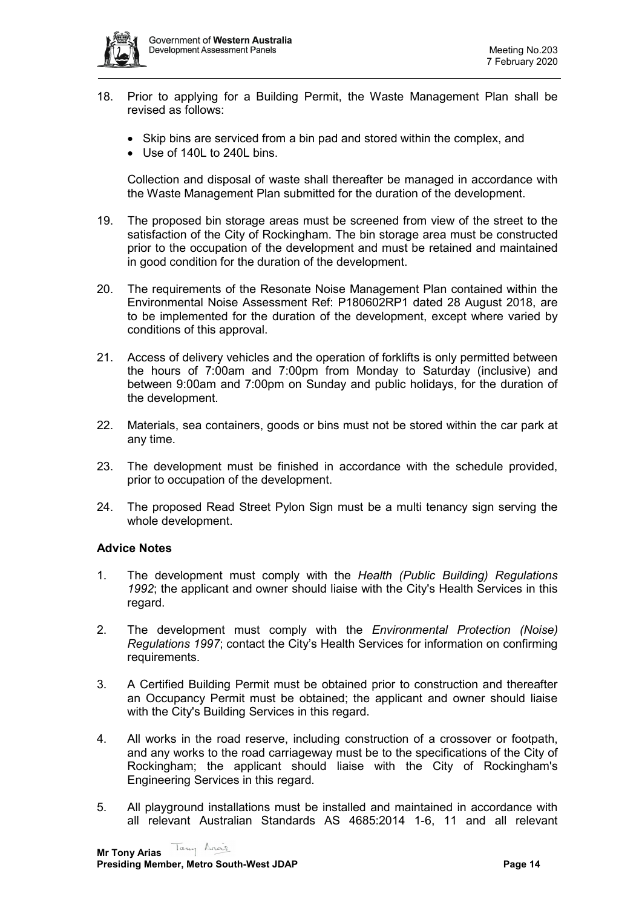18. Prior to applying for a Building Permit, the Waste Management Plan shall be revised as follows:

    - Skip bins are serviced from a bin pad and stored within the complex, and
    - Use of 140L to 240L bins.

    Collection and disposal of waste shall thereafter be managed in accordance with the Waste Management Plan submitted for the duration of the development.

19. The proposed bin storage areas must be screened from view of the street to the satisfaction of the City of Rockingham. The bin storage area must be constructed prior to the occupation of the development and must be retained and maintained in good condition for the duration of the development.

20. The requirements of the Resonate Noise Management Plan contained within the Environmental Noise Assessment Ref: P180602RP1 dated 28 August 2018, are to be implemented for the duration of the development, except where varied by conditions of this approval.

21. Access of delivery vehicles and the operation of forklifts is only permitted between the hours of 7:00am and 7:00pm from Monday to Saturday (inclusive) and between 9:00am and 7:00pm on Sunday and public holidays, for the duration of the development.

22. Materials, sea containers, goods or bins must not be stored within the car park at any time.

23. The development must be finished in accordance with the schedule provided, prior to occupation of the development.

24. The proposed Read Street Pylon Sign must be a multi tenancy sign serving the whole development.

**Advice Notes**

1. The development must comply with the *Health (Public Building) Regulations 1992*; the applicant and owner should liaise with the City's Health Services in this regard.

2. The development must comply with the *Environmental Protection (Noise) Regulations 1997*; contact the City's Health Services for information on confirming requirements.

3. A Certified Building Permit must be obtained prior to construction and thereafter an Occupancy Permit must be obtained; the applicant and owner should liaise with the City's Building Services in this regard.

4. All works in the road reserve, including construction of a crossover or footpath, and any works to the road carriageway must be to the specifications of the City of Rockingham; the applicant should liaise with the City of Rockingham's Engineering Services in this regard.

5. All playground installations must be installed and maintained in accordance with all relevant Australian Standards AS 4685:2014 1-6, 11 and all relevant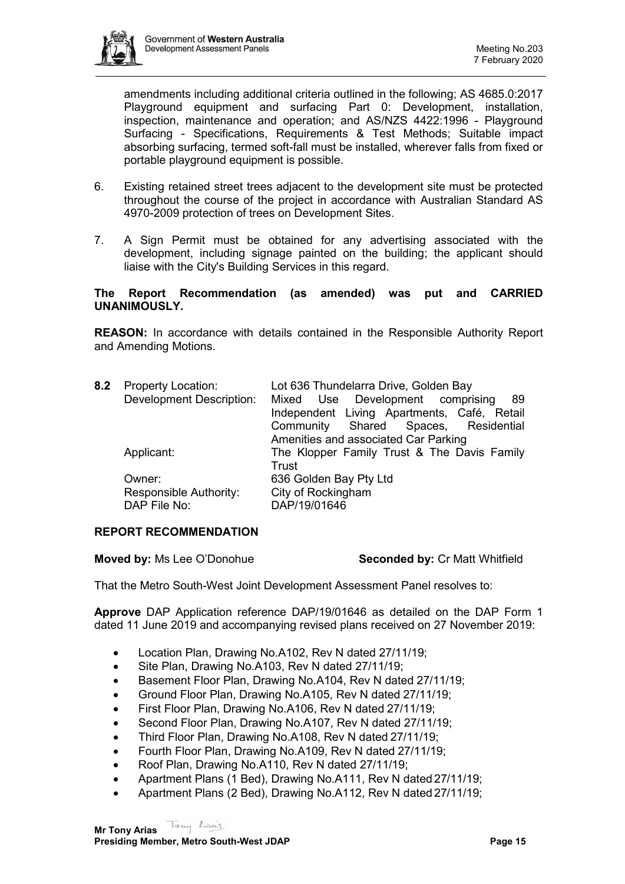amendments including additional criteria outlined in the following; AS 4685.0:2017 Playground equipment and surfacing Part 0: Development, installation, inspection, maintenance and operation; and AS/NZS 4422:1996 - Playground Surfacing - Specifications, Requirements & Test Methods; Suitable impact absorbing surfacing, termed soft-fall must be installed, wherever falls from fixed or portable playground equipment is possible.

6. Existing retained street trees adjacent to the development site must be protected throughout the course of the project in accordance with Australian Standard AS 4970-2009 protection of trees on Development Sites.

7. A Sign Permit must be obtained for any advertising associated with the development, including signage painted on the building; the applicant should liaise with the City's Building Services in this regard.

**The Report Recommendation (as amended) was put and CARRIED UNANIMOUSLY.**

**REASON:** In accordance with details contained in the Responsible Authority Report and Amending Motions.

**8.2** Property Location: Lot 636 Thundelarra Drive, Golden Bay
Development Description: Mixed Use Development comprising 89 Independent Living Apartments, Café, Retail Community Shared Spaces, Residential Amenities and associated Car Parking
Applicant: The Klopper Family Trust & The Davis Family Trust
Owner: 636 Golden Bay Pty Ltd
Responsible Authority: City of Rockingham
DAP File No: DAP/19/01646

**REPORT RECOMMENDATION**

**Moved by:** Ms Lee O'Donohue **Seconded by:** Cr Matt Whitfield

That the Metro South-West Joint Development Assessment Panel resolves to:

**Approve** DAP Application reference DAP/19/01646 as detailed on the DAP Form 1 dated 11 June 2019 and accompanying revised plans received on 27 November 2019:

- Location Plan, Drawing No.A102, Rev N dated 27/11/19;
- Site Plan, Drawing No.A103, Rev N dated 27/11/19;
- Basement Floor Plan, Drawing No.A104, Rev N dated 27/11/19;
- Ground Floor Plan, Drawing No.A105, Rev N dated 27/11/19;
- First Floor Plan, Drawing No.A106, Rev N dated 27/11/19;
- Second Floor Plan, Drawing No.A107, Rev N dated 27/11/19;
- Third Floor Plan, Drawing No.A108, Rev N dated 27/11/19;
- Fourth Floor Plan, Drawing No.A109, Rev N dated 27/11/19;
- Roof Plan, Drawing No.A110, Rev N dated 27/11/19;
- Apartment Plans (1 Bed), Drawing No.A111, Rev N dated 27/11/19;
- Apartment Plans (2 Bed), Drawing No.A112, Rev N dated 27/11/19;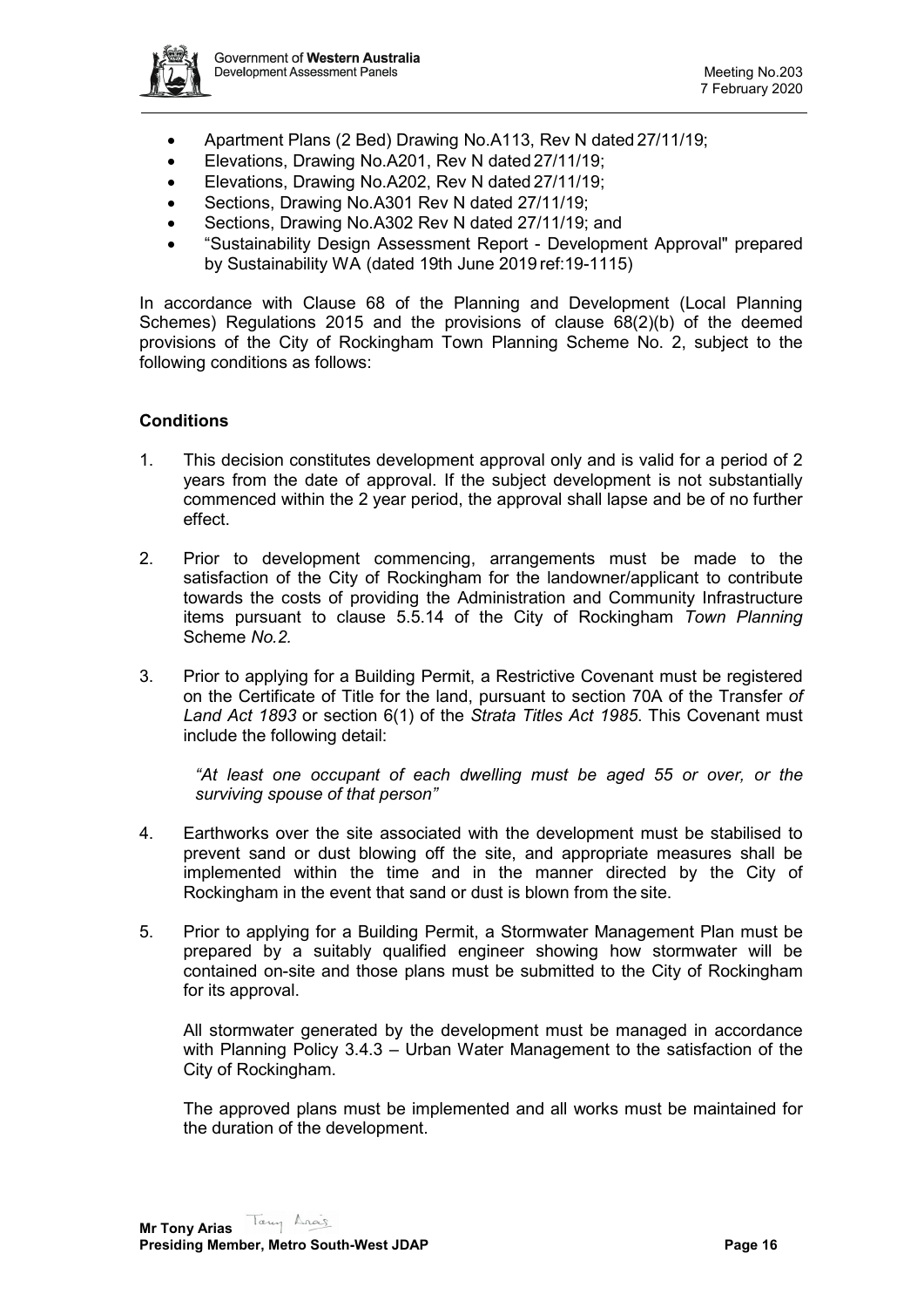- Apartment Plans (2 Bed) Drawing No.A113, Rev N dated 27/11/19;
- Elevations, Drawing No.A201, Rev N dated 27/11/19;
- Elevations, Drawing No.A202, Rev N dated 27/11/19;
- Sections, Drawing No.A301 Rev N dated 27/11/19;
- Sections, Drawing No.A302 Rev N dated 27/11/19; and
- "Sustainability Design Assessment Report - Development Approval" prepared by Sustainability WA (dated 19th June 2019 ref:19-1115)

In accordance with Clause 68 of the Planning and Development (Local Planning Schemes) Regulations 2015 and the provisions of clause 68(2)(b) of the deemed provisions of the City of Rockingham Town Planning Scheme No. 2, subject to the following conditions as follows:

**Conditions**

1. This decision constitutes development approval only and is valid for a period of 2 years from the date of approval. If the subject development is not substantially commenced within the 2 year period, the approval shall lapse and be of no further effect.

2. Prior to development commencing, arrangements must be made to the satisfaction of the City of Rockingham for the landowner/applicant to contribute towards the costs of providing the Administration and Community Infrastructure items pursuant to clause 5.5.14 of the City of Rockingham *Town Planning* Scheme *No.2.*

3. Prior to applying for a Building Permit, a Restrictive Covenant must be registered on the Certificate of Title for the land, pursuant to section 70A of the Transfer *of Land Act 1893* or section 6(1) of the *Strata Titles Act 1985*. This Covenant must include the following detail:

   *"At least one occupant of each dwelling must be aged 55 or over, or the surviving spouse of that person"*

4. Earthworks over the site associated with the development must be stabilised to prevent sand or dust blowing off the site, and appropriate measures shall be implemented within the time and in the manner directed by the City of Rockingham in the event that sand or dust is blown from the site.

5. Prior to applying for a Building Permit, a Stormwater Management Plan must be prepared by a suitably qualified engineer showing how stormwater will be contained on-site and those plans must be submitted to the City of Rockingham for its approval.

   All stormwater generated by the development must be managed in accordance with Planning Policy 3.4.3 – Urban Water Management to the satisfaction of the City of Rockingham.

   The approved plans must be implemented and all works must be maintained for the duration of the development.

**Mr Tony Arias**
**Presiding Member, Metro South-West JDAP**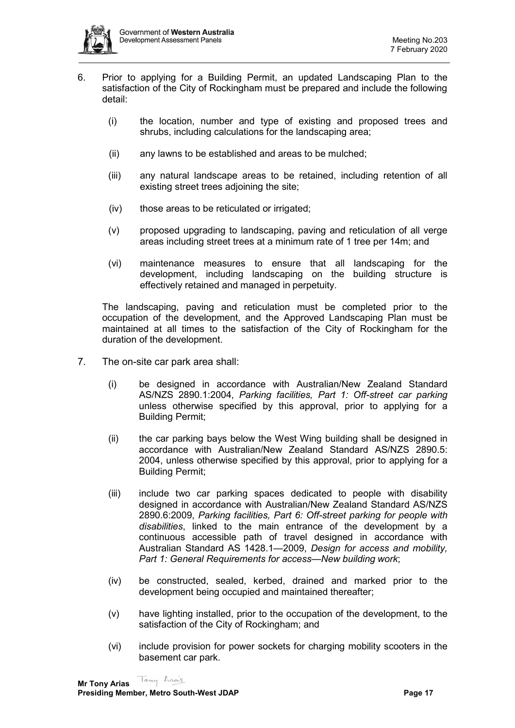6. Prior to applying for a Building Permit, an updated Landscaping Plan to the satisfaction of the City of Rockingham must be prepared and include the following detail:

   (i) the location, number and type of existing and proposed trees and shrubs, including calculations for the landscaping area;

   (ii) any lawns to be established and areas to be mulched;

   (iii) any natural landscape areas to be retained, including retention of all existing street trees adjoining the site;

   (iv) those areas to be reticulated or irrigated;

   (v) proposed upgrading to landscaping, paving and reticulation of all verge areas including street trees at a minimum rate of 1 tree per 14m; and

   (vi) maintenance measures to ensure that all landscaping for the development, including landscaping on the building structure is effectively retained and managed in perpetuity.

   The landscaping, paving and reticulation must be completed prior to the occupation of the development, and the Approved Landscaping Plan must be maintained at all times to the satisfaction of the City of Rockingham for the duration of the development.

7. The on-site car park area shall:

   (i) be designed in accordance with Australian/New Zealand Standard AS/NZS 2890.1:2004, *Parking facilities, Part 1: Off-street car parking* unless otherwise specified by this approval, prior to applying for a Building Permit;

   (ii) the car parking bays below the West Wing building shall be designed in accordance with Australian/New Zealand Standard AS/NZS 2890.5: 2004, unless otherwise specified by this approval, prior to applying for a Building Permit;

   (iii) include two car parking spaces dedicated to people with disability designed in accordance with Australian/New Zealand Standard AS/NZS 2890.6:2009, *Parking facilities, Part 6: Off-street parking for people with disabilities*, linked to the main entrance of the development by a continuous accessible path of travel designed in accordance with Australian Standard AS 1428.1—2009, *Design for access and mobility, Part 1: General Requirements for access—New building work*;

   (iv) be constructed, sealed, kerbed, drained and marked prior to the development being occupied and maintained thereafter;

   (v) have lighting installed, prior to the occupation of the development, to the satisfaction of the City of Rockingham; and

   (vi) include provision for power sockets for charging mobility scooters in the basement car park.

**Mr Tony Arias**
**Presiding Member, Metro South-West JDAP**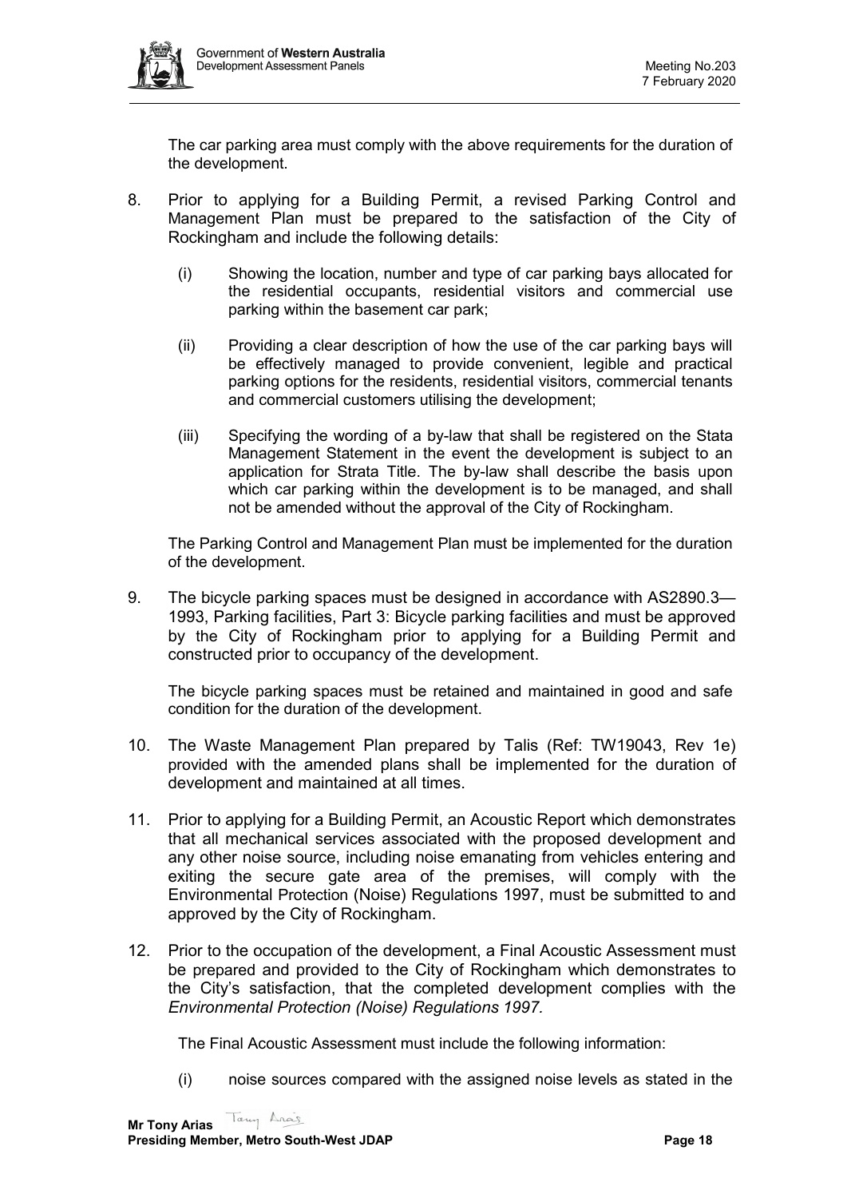The car parking area must comply with the above requirements for the duration of the development.

8. Prior to applying for a Building Permit, a revised Parking Control and Management Plan must be prepared to the satisfaction of the City of Rockingham and include the following details:

   (i) Showing the location, number and type of car parking bays allocated for the residential occupants, residential visitors and commercial use parking within the basement car park;

   (ii) Providing a clear description of how the use of the car parking bays will be effectively managed to provide convenient, legible and practical parking options for the residents, residential visitors, commercial tenants and commercial customers utilising the development;

   (iii) Specifying the wording of a by-law that shall be registered on the Stata Management Statement in the event the development is subject to an application for Strata Title. The by-law shall describe the basis upon which car parking within the development is to be managed, and shall not be amended without the approval of the City of Rockingham.

   The Parking Control and Management Plan must be implemented for the duration of the development.

9. The bicycle parking spaces must be designed in accordance with AS2890.3—1993, Parking facilities, Part 3: Bicycle parking facilities and must be approved by the City of Rockingham prior to applying for a Building Permit and constructed prior to occupancy of the development.

   The bicycle parking spaces must be retained and maintained in good and safe condition for the duration of the development.

10. The Waste Management Plan prepared by Talis (Ref: TW19043, Rev 1e) provided with the amended plans shall be implemented for the duration of development and maintained at all times.

11. Prior to applying for a Building Permit, an Acoustic Report which demonstrates that all mechanical services associated with the proposed development and any other noise source, including noise emanating from vehicles entering and exiting the secure gate area of the premises, will comply with the Environmental Protection (Noise) Regulations 1997, must be submitted to and approved by the City of Rockingham.

12. Prior to the occupation of the development, a Final Acoustic Assessment must be prepared and provided to the City of Rockingham which demonstrates to the City's satisfaction, that the completed development complies with the *Environmental Protection (Noise) Regulations 1997.*

   The Final Acoustic Assessment must include the following information:

   (i) noise sources compared with the assigned noise levels as stated in the

**Mr Tony Arias**
**Presiding Member, Metro South-West JDAP**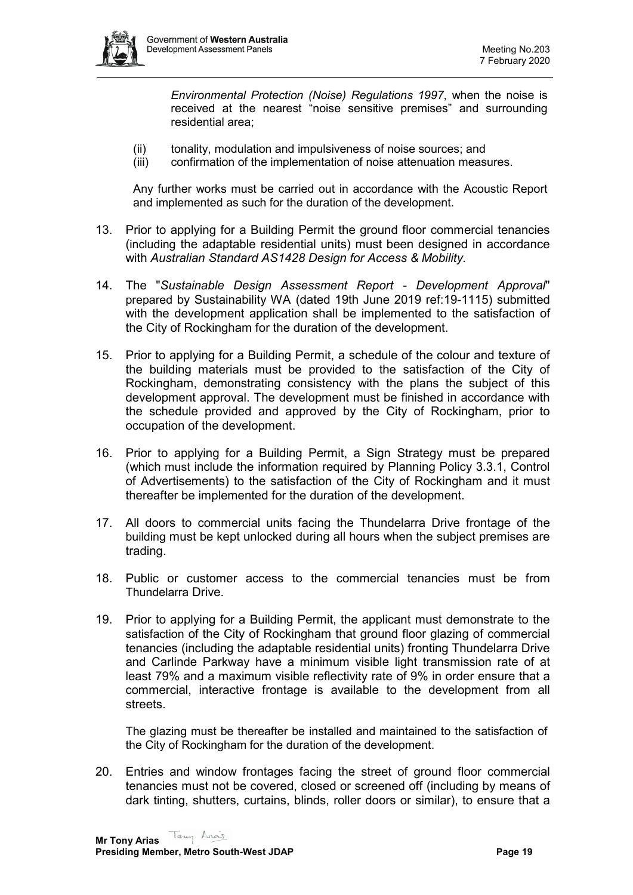*Environmental Protection (Noise) Regulations 1997*, when the noise is received at the nearest "noise sensitive premises" and surrounding residential area;

(ii) tonality, modulation and impulsiveness of noise sources; and

(iii) confirmation of the implementation of noise attenuation measures.

Any further works must be carried out in accordance with the Acoustic Report and implemented as such for the duration of the development.

13. Prior to applying for a Building Permit the ground floor commercial tenancies (including the adaptable residential units) must been designed in accordance with *Australian Standard AS1428 Design for Access & Mobility.*

14. The "*Sustainable Design Assessment Report - Development Approval*" prepared by Sustainability WA (dated 19th June 2019 ref:19-1115) submitted with the development application shall be implemented to the satisfaction of the City of Rockingham for the duration of the development.

15. Prior to applying for a Building Permit, a schedule of the colour and texture of the building materials must be provided to the satisfaction of the City of Rockingham, demonstrating consistency with the plans the subject of this development approval. The development must be finished in accordance with the schedule provided and approved by the City of Rockingham, prior to occupation of the development.

16. Prior to applying for a Building Permit, a Sign Strategy must be prepared (which must include the information required by Planning Policy 3.3.1, Control of Advertisements) to the satisfaction of the City of Rockingham and it must thereafter be implemented for the duration of the development.

17. All doors to commercial units facing the Thundelarra Drive frontage of the building must be kept unlocked during all hours when the subject premises are trading.

18. Public or customer access to the commercial tenancies must be from Thundelarra Drive.

19. Prior to applying for a Building Permit, the applicant must demonstrate to the satisfaction of the City of Rockingham that ground floor glazing of commercial tenancies (including the adaptable residential units) fronting Thundelarra Drive and Carlinde Parkway have a minimum visible light transmission rate of at least 79% and a maximum visible reflectivity rate of 9% in order ensure that a commercial, interactive frontage is available to the development from all streets.

    The glazing must be thereafter be installed and maintained to the satisfaction of the City of Rockingham for the duration of the development.

20. Entries and window frontages facing the street of ground floor commercial tenancies must not be covered, closed or screened off (including by means of dark tinting, shutters, curtains, blinds, roller doors or similar), to ensure that a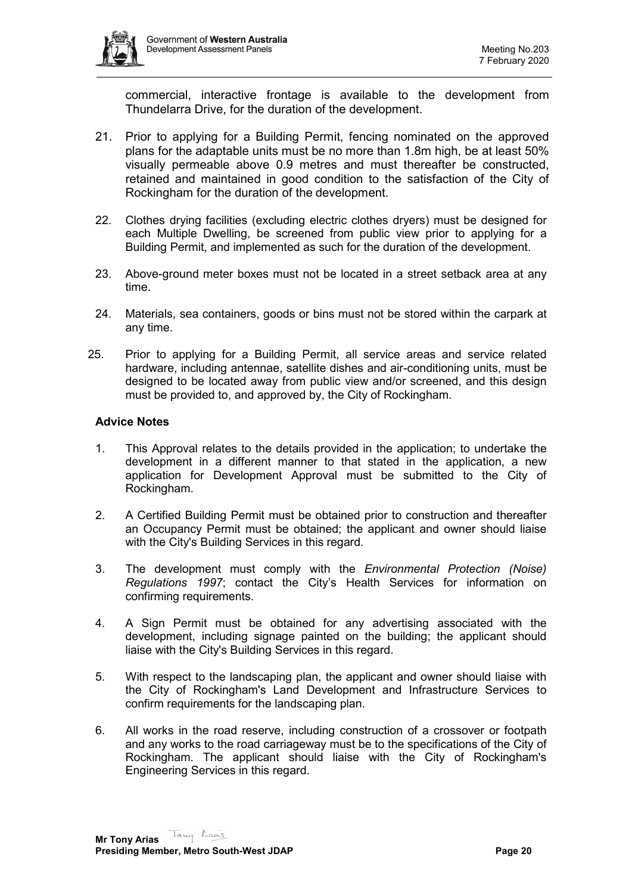commercial, interactive frontage is available to the development from Thundelarra Drive, for the duration of the development.

21. Prior to applying for a Building Permit, fencing nominated on the approved plans for the adaptable units must be no more than 1.8m high, be at least 50% visually permeable above 0.9 metres and must thereafter be constructed, retained and maintained in good condition to the satisfaction of the City of Rockingham for the duration of the development.

22. Clothes drying facilities (excluding electric clothes dryers) must be designed for each Multiple Dwelling, be screened from public view prior to applying for a Building Permit, and implemented as such for the duration of the development.

23. Above-ground meter boxes must not be located in a street setback area at any time.

24. Materials, sea containers, goods or bins must not be stored within the carpark at any time.

25. Prior to applying for a Building Permit, all service areas and service related hardware, including antennae, satellite dishes and air-conditioning units, must be designed to be located away from public view and/or screened, and this design must be provided to, and approved by, the City of Rockingham.

**Advice Notes**

1. This Approval relates to the details provided in the application; to undertake the development in a different manner to that stated in the application, a new application for Development Approval must be submitted to the City of Rockingham.

2. A Certified Building Permit must be obtained prior to construction and thereafter an Occupancy Permit must be obtained; the applicant and owner should liaise with the City's Building Services in this regard.

3. The development must comply with the *Environmental Protection (Noise) Regulations 1997*; contact the City's Health Services for information on confirming requirements.

4. A Sign Permit must be obtained for any advertising associated with the development, including signage painted on the building; the applicant should liaise with the City's Building Services in this regard.

5. With respect to the landscaping plan, the applicant and owner should liaise with the City of Rockingham's Land Development and Infrastructure Services to confirm requirements for the landscaping plan.

6. All works in the road reserve, including construction of a crossover or footpath and any works to the road carriageway must be to the specifications of the City of Rockingham. The applicant should liaise with the City of Rockingham's Engineering Services in this regard.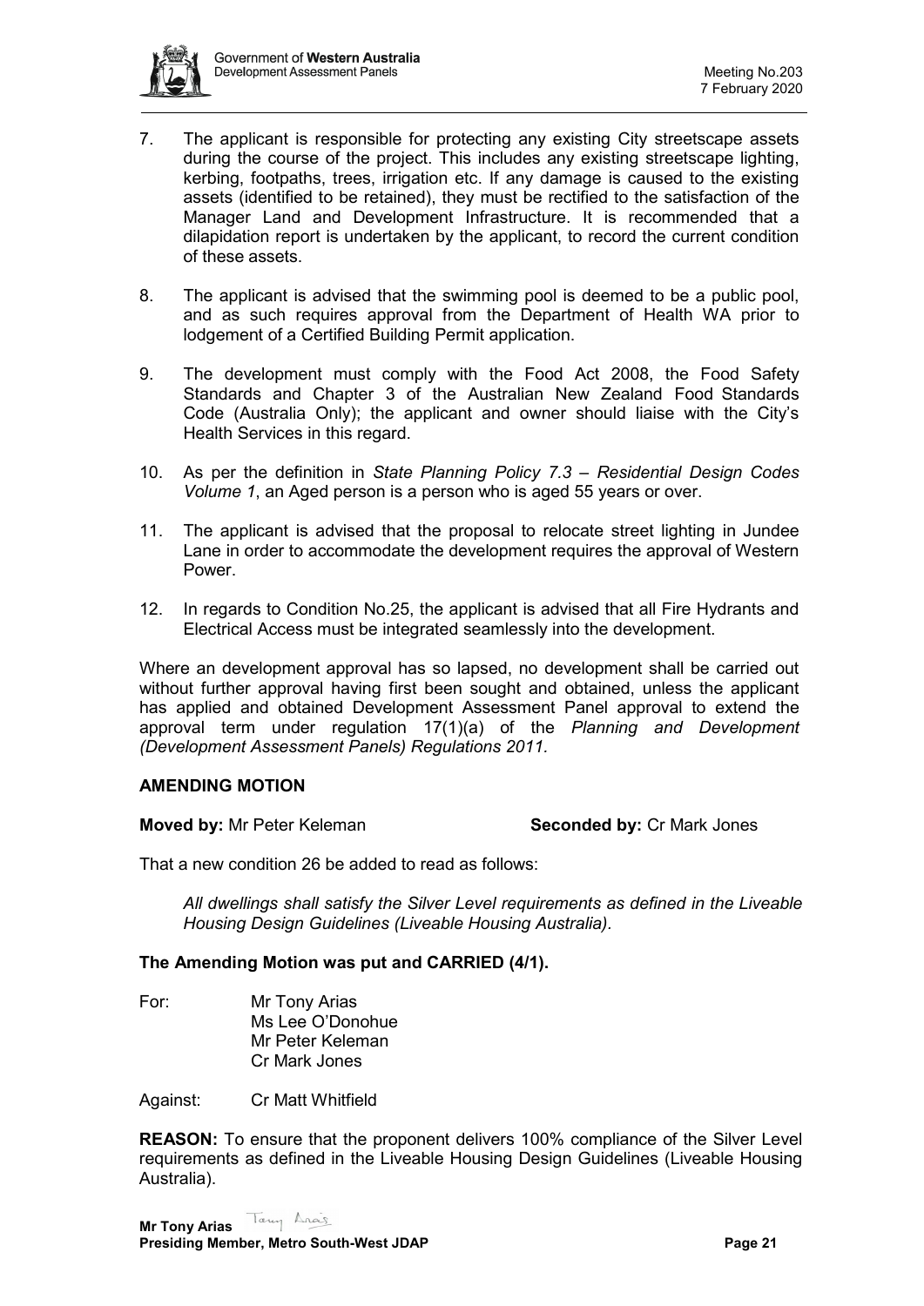7. The applicant is responsible for protecting any existing City streetscape assets during the course of the project. This includes any existing streetscape lighting, kerbing, footpaths, trees, irrigation etc. If any damage is caused to the existing assets (identified to be retained), they must be rectified to the satisfaction of the Manager Land and Development Infrastructure. It is recommended that a dilapidation report is undertaken by the applicant, to record the current condition of these assets.

8. The applicant is advised that the swimming pool is deemed to be a public pool, and as such requires approval from the Department of Health WA prior to lodgement of a Certified Building Permit application.

9. The development must comply with the Food Act 2008, the Food Safety Standards and Chapter 3 of the Australian New Zealand Food Standards Code (Australia Only); the applicant and owner should liaise with the City's Health Services in this regard.

10. As per the definition in *State Planning Policy 7.3 – Residential Design Codes Volume 1*, an Aged person is a person who is aged 55 years or over.

11. The applicant is advised that the proposal to relocate street lighting in Jundee Lane in order to accommodate the development requires the approval of Western Power.

12. In regards to Condition No.25, the applicant is advised that all Fire Hydrants and Electrical Access must be integrated seamlessly into the development.

Where an development approval has so lapsed, no development shall be carried out without further approval having first been sought and obtained, unless the applicant has applied and obtained Development Assessment Panel approval to extend the approval term under regulation 17(1)(a) of the *Planning and Development (Development Assessment Panels) Regulations 2011.*

**AMENDING MOTION**

**Moved by:** Mr Peter Keleman **Seconded by:** Cr Mark Jones

That a new condition 26 be added to read as follows:

> *All dwellings shall satisfy the Silver Level requirements as defined in the Liveable Housing Design Guidelines (Liveable Housing Australia).*

**The Amending Motion was put and CARRIED (4/1).**

For: Mr Tony Arias
Ms Lee O'Donohue
Mr Peter Keleman
Cr Mark Jones

Against: Cr Matt Whitfield

**REASON:** To ensure that the proponent delivers 100% compliance of the Silver Level requirements as defined in the Liveable Housing Design Guidelines (Liveable Housing Australia).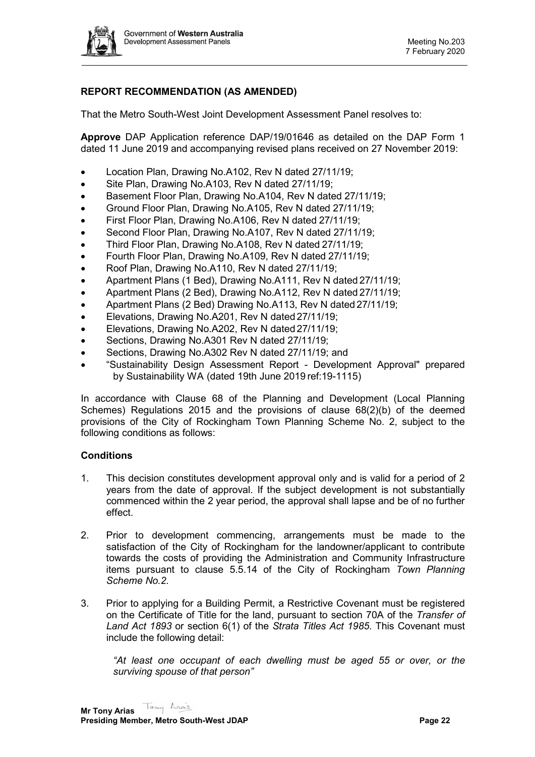## REPORT RECOMMENDATION (AS AMENDED)

That the Metro South-West Joint Development Assessment Panel resolves to:

**Approve** DAP Application reference DAP/19/01646 as detailed on the DAP Form 1 dated 11 June 2019 and accompanying revised plans received on 27 November 2019:

- Location Plan, Drawing No.A102, Rev N dated 27/11/19;
- Site Plan, Drawing No.A103, Rev N dated 27/11/19;
- Basement Floor Plan, Drawing No.A104, Rev N dated 27/11/19;
- Ground Floor Plan, Drawing No.A105, Rev N dated 27/11/19;
- First Floor Plan, Drawing No.A106, Rev N dated 27/11/19;
- Second Floor Plan, Drawing No.A107, Rev N dated 27/11/19;
- Third Floor Plan, Drawing No.A108, Rev N dated 27/11/19;
- Fourth Floor Plan, Drawing No.A109, Rev N dated 27/11/19;
- Roof Plan, Drawing No.A110, Rev N dated 27/11/19;
- Apartment Plans (1 Bed), Drawing No.A111, Rev N dated 27/11/19;
- Apartment Plans (2 Bed), Drawing No.A112, Rev N dated 27/11/19;
- Apartment Plans (2 Bed) Drawing No.A113, Rev N dated 27/11/19;
- Elevations, Drawing No.A201, Rev N dated 27/11/19;
- Elevations, Drawing No.A202, Rev N dated 27/11/19;
- Sections, Drawing No.A301 Rev N dated 27/11/19;
- Sections, Drawing No.A302 Rev N dated 27/11/19; and
- "Sustainability Design Assessment Report - Development Approval" prepared by Sustainability WA (dated 19th June 2019 ref:19-1115)

In accordance with Clause 68 of the Planning and Development (Local Planning Schemes) Regulations 2015 and the provisions of clause 68(2)(b) of the deemed provisions of the City of Rockingham Town Planning Scheme No. 2, subject to the following conditions as follows:

### Conditions

1. This decision constitutes development approval only and is valid for a period of 2 years from the date of approval. If the subject development is not substantially commenced within the 2 year period, the approval shall lapse and be of no further effect.

2. Prior to development commencing, arrangements must be made to the satisfaction of the City of Rockingham for the landowner/applicant to contribute towards the costs of providing the Administration and Community Infrastructure items pursuant to clause 5.5.14 of the City of Rockingham *Town Planning Scheme No.2.*

3. Prior to applying for a Building Permit, a Restrictive Covenant must be registered on the Certificate of Title for the land, pursuant to section 70A of the *Transfer of Land Act 1893* or section 6(1) of the *Strata Titles Act 1985*. This Covenant must include the following detail:

   *"At least one occupant of each dwelling must be aged 55 or over, or the surviving spouse of that person"*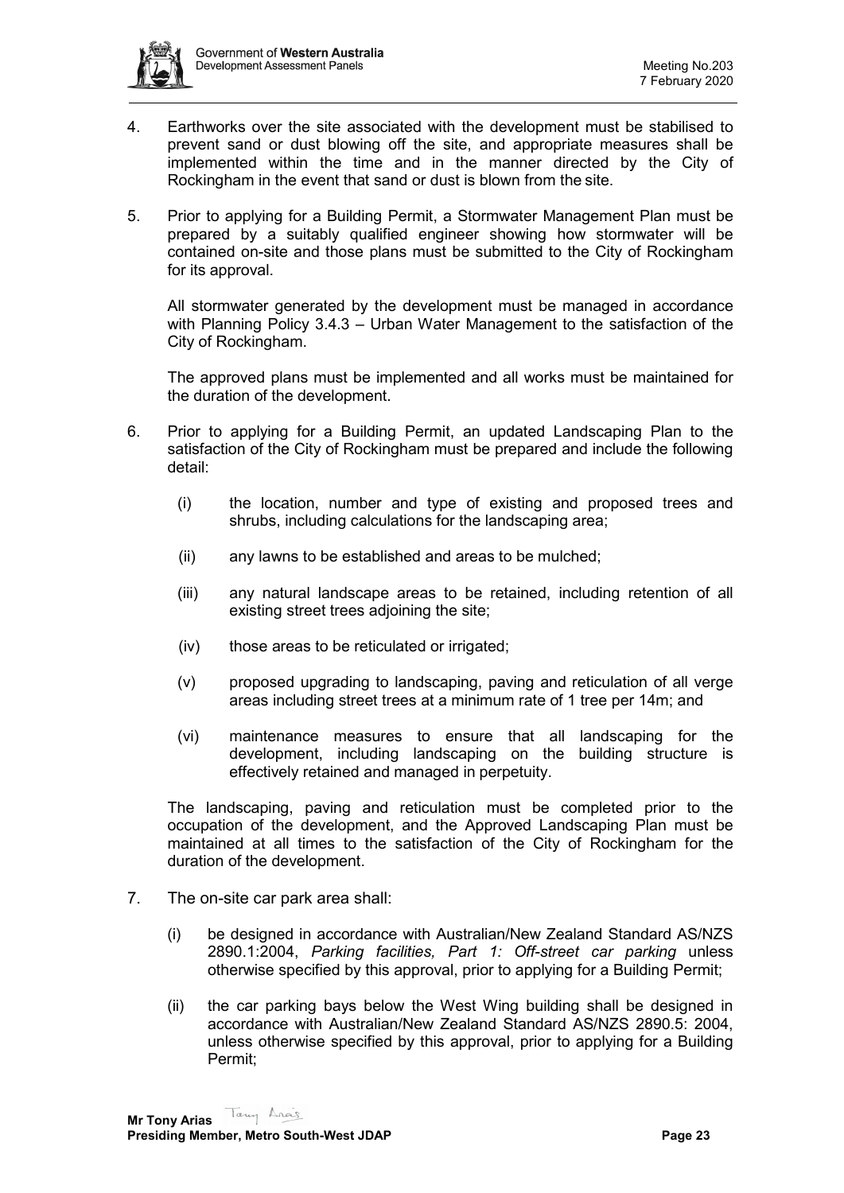4. Earthworks over the site associated with the development must be stabilised to prevent sand or dust blowing off the site, and appropriate measures shall be implemented within the time and in the manner directed by the City of Rockingham in the event that sand or dust is blown from the site.

5. Prior to applying for a Building Permit, a Stormwater Management Plan must be prepared by a suitably qualified engineer showing how stormwater will be contained on-site and those plans must be submitted to the City of Rockingham for its approval.

   All stormwater generated by the development must be managed in accordance with Planning Policy 3.4.3 – Urban Water Management to the satisfaction of the City of Rockingham.

   The approved plans must be implemented and all works must be maintained for the duration of the development.

6. Prior to applying for a Building Permit, an updated Landscaping Plan to the satisfaction of the City of Rockingham must be prepared and include the following detail:

   (i) the location, number and type of existing and proposed trees and shrubs, including calculations for the landscaping area;

   (ii) any lawns to be established and areas to be mulched;

   (iii) any natural landscape areas to be retained, including retention of all existing street trees adjoining the site;

   (iv) those areas to be reticulated or irrigated;

   (v) proposed upgrading to landscaping, paving and reticulation of all verge areas including street trees at a minimum rate of 1 tree per 14m; and

   (vi) maintenance measures to ensure that all landscaping for the development, including landscaping on the building structure is effectively retained and managed in perpetuity.

   The landscaping, paving and reticulation must be completed prior to the occupation of the development, and the Approved Landscaping Plan must be maintained at all times to the satisfaction of the City of Rockingham for the duration of the development.

7. The on-site car park area shall:

   (i) be designed in accordance with Australian/New Zealand Standard AS/NZS 2890.1:2004, *Parking facilities, Part 1: Off-street car parking* unless otherwise specified by this approval, prior to applying for a Building Permit;

   (ii) the car parking bays below the West Wing building shall be designed in accordance with Australian/New Zealand Standard AS/NZS 2890.5: 2004, unless otherwise specified by this approval, prior to applying for a Building Permit;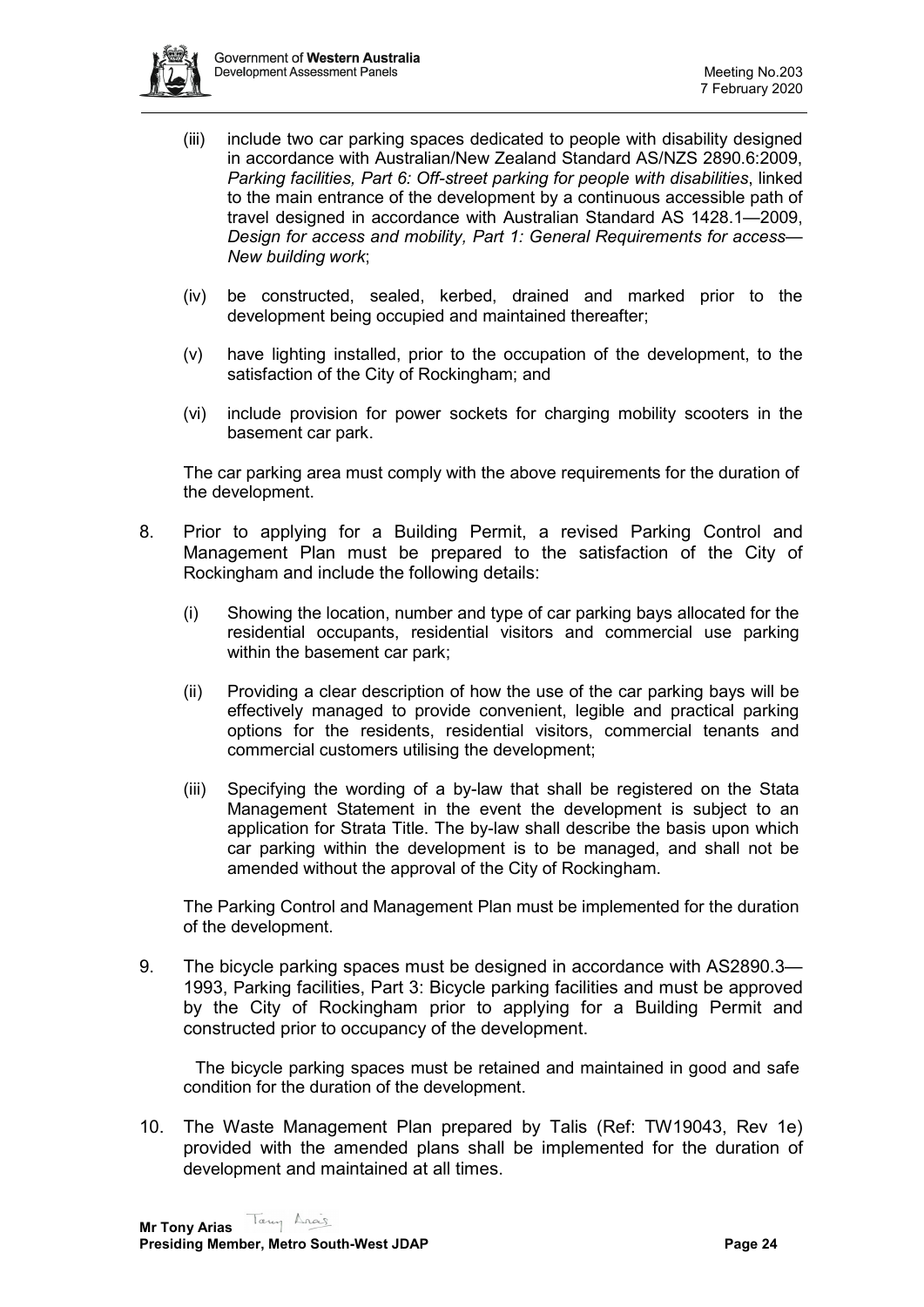(iii) include two car parking spaces dedicated to people with disability designed in accordance with Australian/New Zealand Standard AS/NZS 2890.6:2009, *Parking facilities, Part 6: Off-street parking for people with disabilities*, linked to the main entrance of the development by a continuous accessible path of travel designed in accordance with Australian Standard AS 1428.1—2009, *Design for access and mobility, Part 1: General Requirements for access—New building work*;

(iv) be constructed, sealed, kerbed, drained and marked prior to the development being occupied and maintained thereafter;

(v) have lighting installed, prior to the occupation of the development, to the satisfaction of the City of Rockingham; and

(vi) include provision for power sockets for charging mobility scooters in the basement car park.

The car parking area must comply with the above requirements for the duration of the development.

8. Prior to applying for a Building Permit, a revised Parking Control and Management Plan must be prepared to the satisfaction of the City of Rockingham and include the following details:

   (i) Showing the location, number and type of car parking bays allocated for the residential occupants, residential visitors and commercial use parking within the basement car park;

   (ii) Providing a clear description of how the use of the car parking bays will be effectively managed to provide convenient, legible and practical parking options for the residents, residential visitors, commercial tenants and commercial customers utilising the development;

   (iii) Specifying the wording of a by-law that shall be registered on the Stata Management Statement in the event the development is subject to an application for Strata Title. The by-law shall describe the basis upon which car parking within the development is to be managed, and shall not be amended without the approval of the City of Rockingham.

   The Parking Control and Management Plan must be implemented for the duration of the development.

9. The bicycle parking spaces must be designed in accordance with AS2890.3—1993, Parking facilities, Part 3: Bicycle parking facilities and must be approved by the City of Rockingham prior to applying for a Building Permit and constructed prior to occupancy of the development.

   The bicycle parking spaces must be retained and maintained in good and safe condition for the duration of the development.

10. The Waste Management Plan prepared by Talis (Ref: TW19043, Rev 1e) provided with the amended plans shall be implemented for the duration of development and maintained at all times.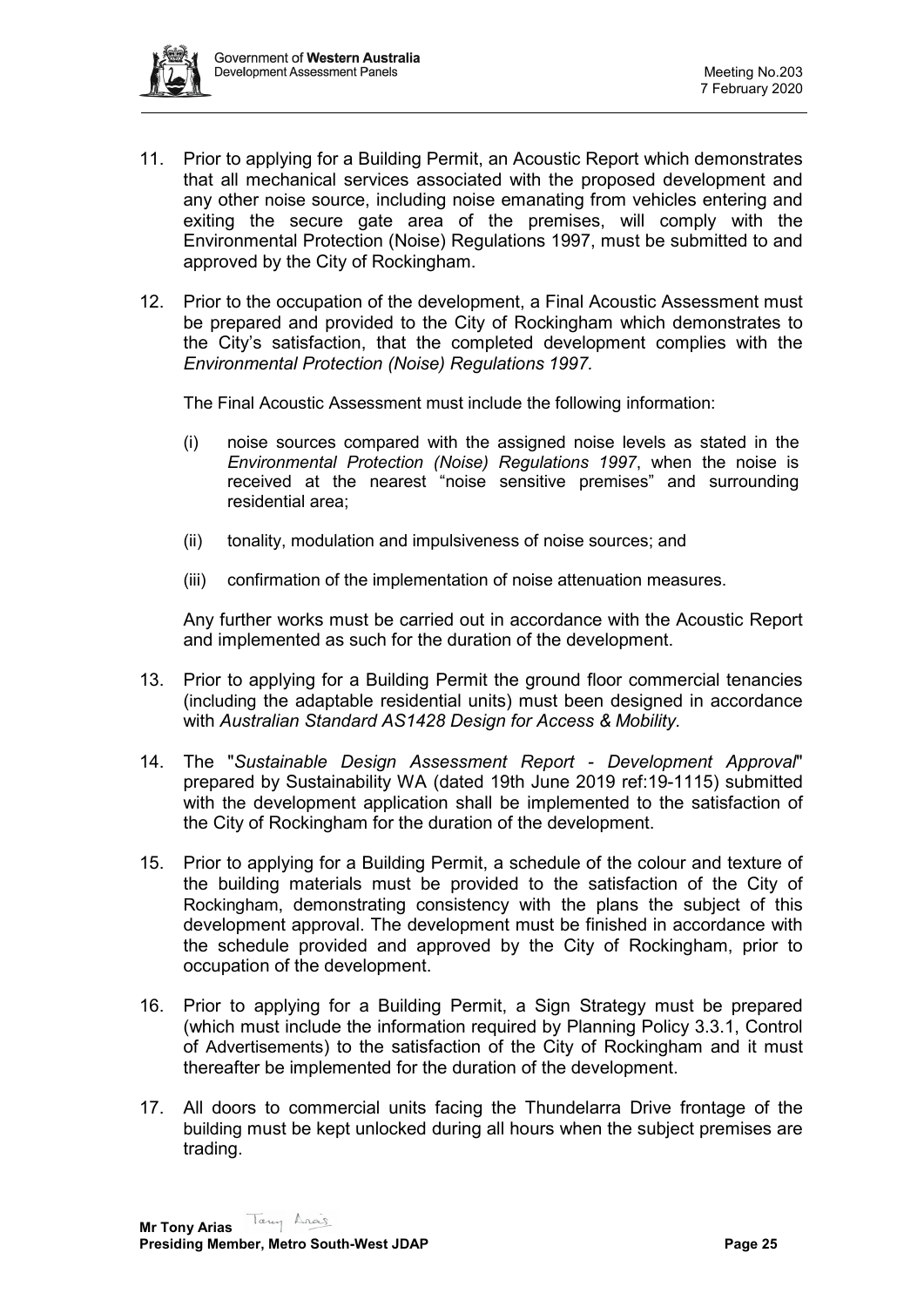11. Prior to applying for a Building Permit, an Acoustic Report which demonstrates that all mechanical services associated with the proposed development and any other noise source, including noise emanating from vehicles entering and exiting the secure gate area of the premises, will comply with the Environmental Protection (Noise) Regulations 1997, must be submitted to and approved by the City of Rockingham.

12. Prior to the occupation of the development, a Final Acoustic Assessment must be prepared and provided to the City of Rockingham which demonstrates to the City's satisfaction, that the completed development complies with the *Environmental Protection (Noise) Regulations 1997.*

    The Final Acoustic Assessment must include the following information:

    (i) noise sources compared with the assigned noise levels as stated in the *Environmental Protection (Noise) Regulations 1997*, when the noise is received at the nearest "noise sensitive premises" and surrounding residential area;

    (ii) tonality, modulation and impulsiveness of noise sources; and

    (iii) confirmation of the implementation of noise attenuation measures.

    Any further works must be carried out in accordance with the Acoustic Report and implemented as such for the duration of the development.

13. Prior to applying for a Building Permit the ground floor commercial tenancies (including the adaptable residential units) must been designed in accordance with *Australian Standard AS1428 Design for Access & Mobility.*

14. The "*Sustainable Design Assessment Report - Development Approval*" prepared by Sustainability WA (dated 19th June 2019 ref:19-1115) submitted with the development application shall be implemented to the satisfaction of the City of Rockingham for the duration of the development.

15. Prior to applying for a Building Permit, a schedule of the colour and texture of the building materials must be provided to the satisfaction of the City of Rockingham, demonstrating consistency with the plans the subject of this development approval. The development must be finished in accordance with the schedule provided and approved by the City of Rockingham, prior to occupation of the development.

16. Prior to applying for a Building Permit, a Sign Strategy must be prepared (which must include the information required by Planning Policy 3.3.1, Control of Advertisements) to the satisfaction of the City of Rockingham and it must thereafter be implemented for the duration of the development.

17. All doors to commercial units facing the Thundelarra Drive frontage of the building must be kept unlocked during all hours when the subject premises are trading.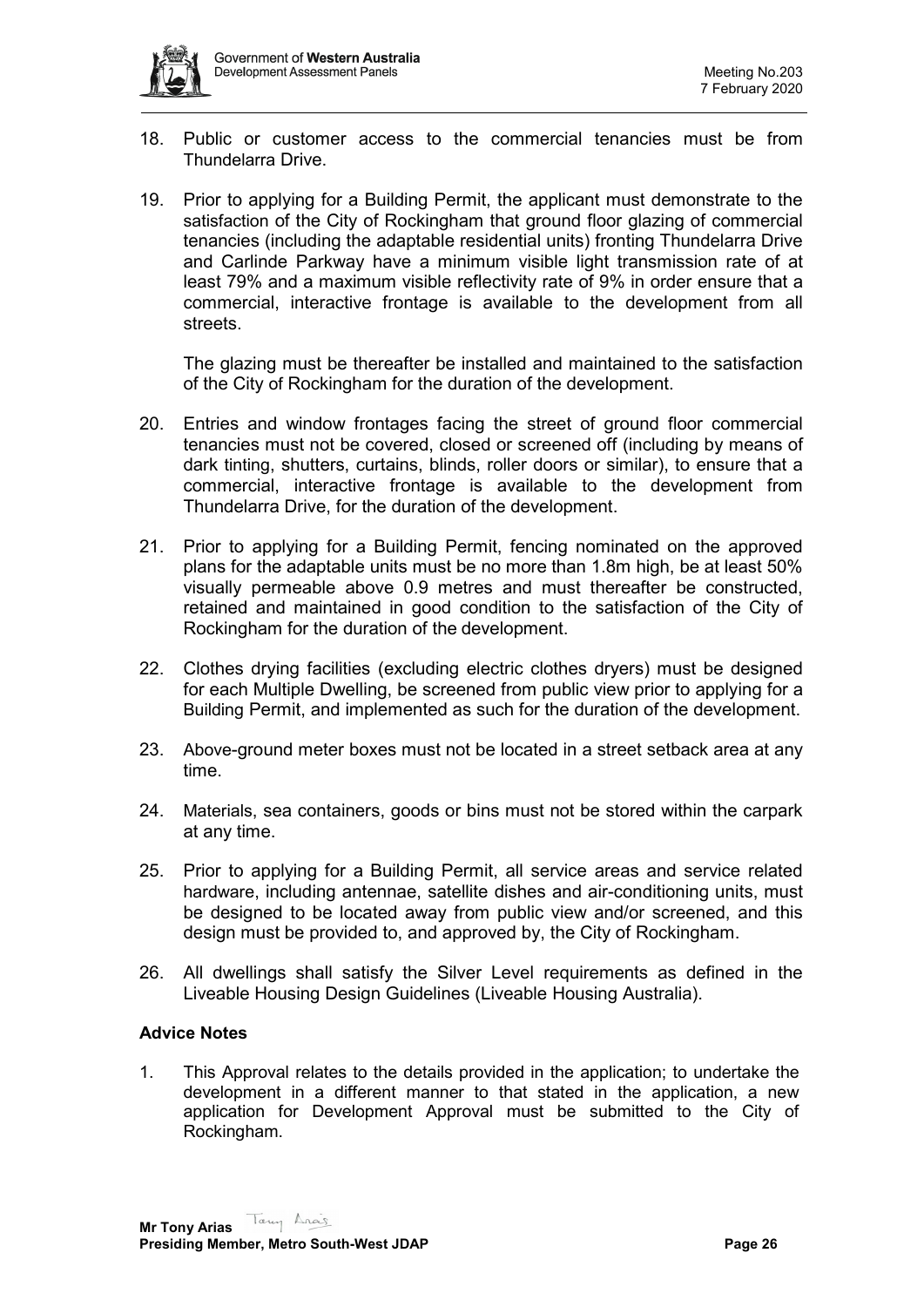18. Public or customer access to the commercial tenancies must be from Thundelarra Drive.

19. Prior to applying for a Building Permit, the applicant must demonstrate to the satisfaction of the City of Rockingham that ground floor glazing of commercial tenancies (including the adaptable residential units) fronting Thundelarra Drive and Carlinde Parkway have a minimum visible light transmission rate of at least 79% and a maximum visible reflectivity rate of 9% in order ensure that a commercial, interactive frontage is available to the development from all streets.

    The glazing must be thereafter be installed and maintained to the satisfaction of the City of Rockingham for the duration of the development.

20. Entries and window frontages facing the street of ground floor commercial tenancies must not be covered, closed or screened off (including by means of dark tinting, shutters, curtains, blinds, roller doors or similar), to ensure that a commercial, interactive frontage is available to the development from Thundelarra Drive, for the duration of the development.

21. Prior to applying for a Building Permit, fencing nominated on the approved plans for the adaptable units must be no more than 1.8m high, be at least 50% visually permeable above 0.9 metres and must thereafter be constructed, retained and maintained in good condition to the satisfaction of the City of Rockingham for the duration of the development.

22. Clothes drying facilities (excluding electric clothes dryers) must be designed for each Multiple Dwelling, be screened from public view prior to applying for a Building Permit, and implemented as such for the duration of the development.

23. Above-ground meter boxes must not be located in a street setback area at any time.

24. Materials, sea containers, goods or bins must not be stored within the carpark at any time.

25. Prior to applying for a Building Permit, all service areas and service related hardware, including antennae, satellite dishes and air-conditioning units, must be designed to be located away from public view and/or screened, and this design must be provided to, and approved by, the City of Rockingham.

26. All dwellings shall satisfy the Silver Level requirements as defined in the Liveable Housing Design Guidelines (Liveable Housing Australia).

**Advice Notes**

1. This Approval relates to the details provided in the application; to undertake the development in a different manner to that stated in the application, a new application for Development Approval must be submitted to the City of Rockingham.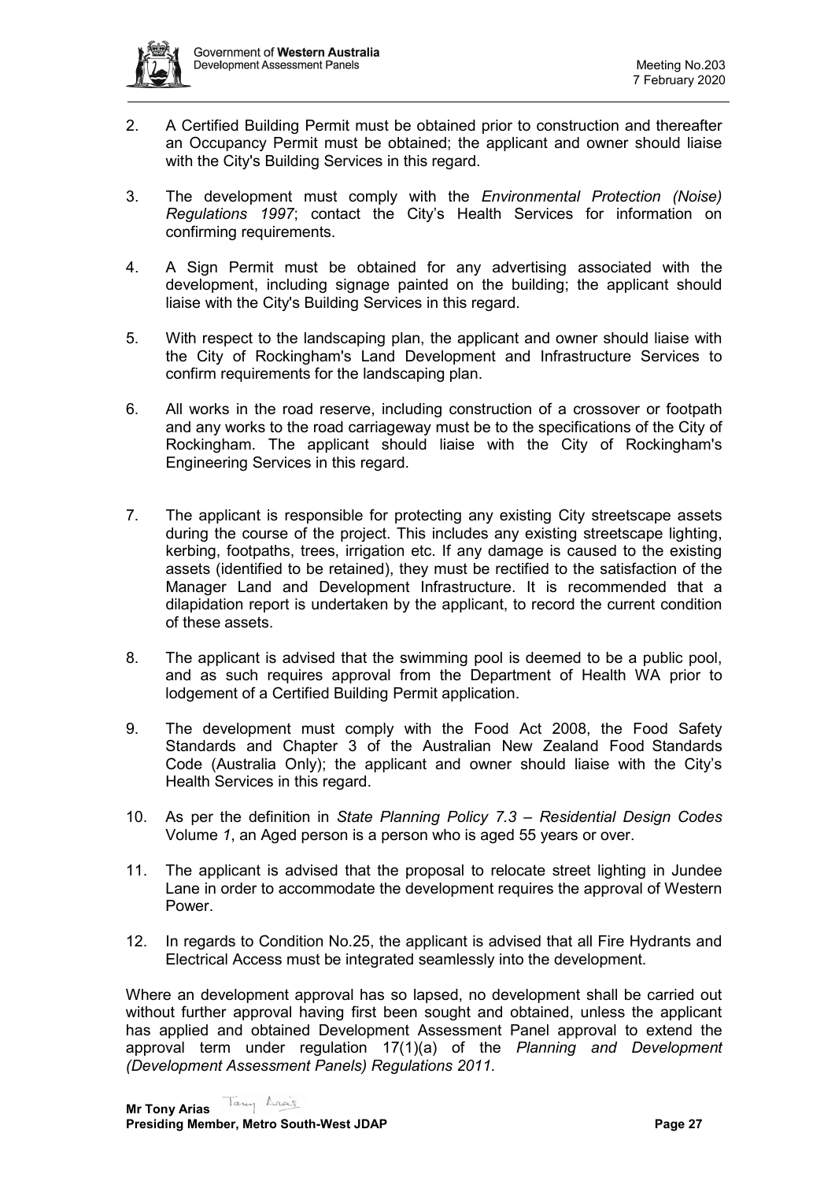2. A Certified Building Permit must be obtained prior to construction and thereafter an Occupancy Permit must be obtained; the applicant and owner should liaise with the City's Building Services in this regard.

3. The development must comply with the *Environmental Protection (Noise) Regulations 1997*; contact the City's Health Services for information on confirming requirements.

4. A Sign Permit must be obtained for any advertising associated with the development, including signage painted on the building; the applicant should liaise with the City's Building Services in this regard.

5. With respect to the landscaping plan, the applicant and owner should liaise with the City of Rockingham's Land Development and Infrastructure Services to confirm requirements for the landscaping plan.

6. All works in the road reserve, including construction of a crossover or footpath and any works to the road carriageway must be to the specifications of the City of Rockingham. The applicant should liaise with the City of Rockingham's Engineering Services in this regard.

7. The applicant is responsible for protecting any existing City streetscape assets during the course of the project. This includes any existing streetscape lighting, kerbing, footpaths, trees, irrigation etc. If any damage is caused to the existing assets (identified to be retained), they must be rectified to the satisfaction of the Manager Land and Development Infrastructure. It is recommended that a dilapidation report is undertaken by the applicant, to record the current condition of these assets.

8. The applicant is advised that the swimming pool is deemed to be a public pool, and as such requires approval from the Department of Health WA prior to lodgement of a Certified Building Permit application.

9. The development must comply with the Food Act 2008, the Food Safety Standards and Chapter 3 of the Australian New Zealand Food Standards Code (Australia Only); the applicant and owner should liaise with the City's Health Services in this regard.

10. As per the definition in *State Planning Policy 7.3 – Residential Design Codes* Volume *1*, an Aged person is a person who is aged 55 years or over.

11. The applicant is advised that the proposal to relocate street lighting in Jundee Lane in order to accommodate the development requires the approval of Western Power.

12. In regards to Condition No.25, the applicant is advised that all Fire Hydrants and Electrical Access must be integrated seamlessly into the development.

Where an development approval has so lapsed, no development shall be carried out without further approval having first been sought and obtained, unless the applicant has applied and obtained Development Assessment Panel approval to extend the approval term under regulation 17(1)(a) of the *Planning and Development (Development Assessment Panels) Regulations 2011.*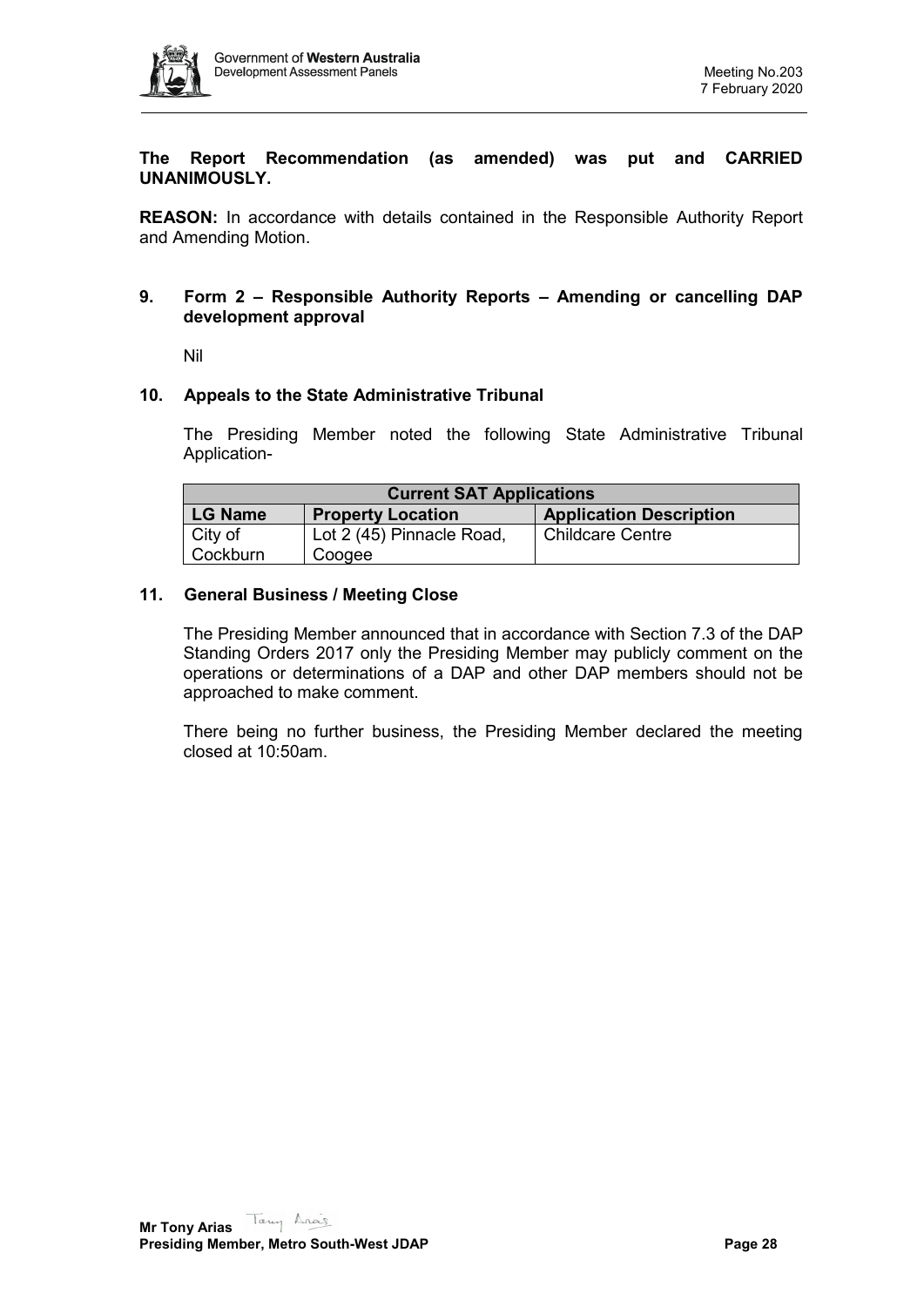**The Report Recommendation (as amended) was put and CARRIED UNANIMOUSLY.**

**REASON:** In accordance with details contained in the Responsible Authority Report and Amending Motion.

## 9. Form 2 – Responsible Authority Reports – Amending or cancelling DAP development approval

Nil

## 10. Appeals to the State Administrative Tribunal

The Presiding Member noted the following State Administrative Tribunal Application-

| Current SAT Applications | | |
|---|---|---|
| **LG Name** | **Property Location** | **Application Description** |
| City of Cockburn | Lot 2 (45) Pinnacle Road, Coogee | Childcare Centre |

## 11. General Business / Meeting Close

The Presiding Member announced that in accordance with Section 7.3 of the DAP Standing Orders 2017 only the Presiding Member may publicly comment on the operations or determinations of a DAP and other DAP members should not be approached to make comment.

There being no further business, the Presiding Member declared the meeting closed at 10:50am.

**Mr Tony Arias**
**Presiding Member, Metro South-West JDAP**